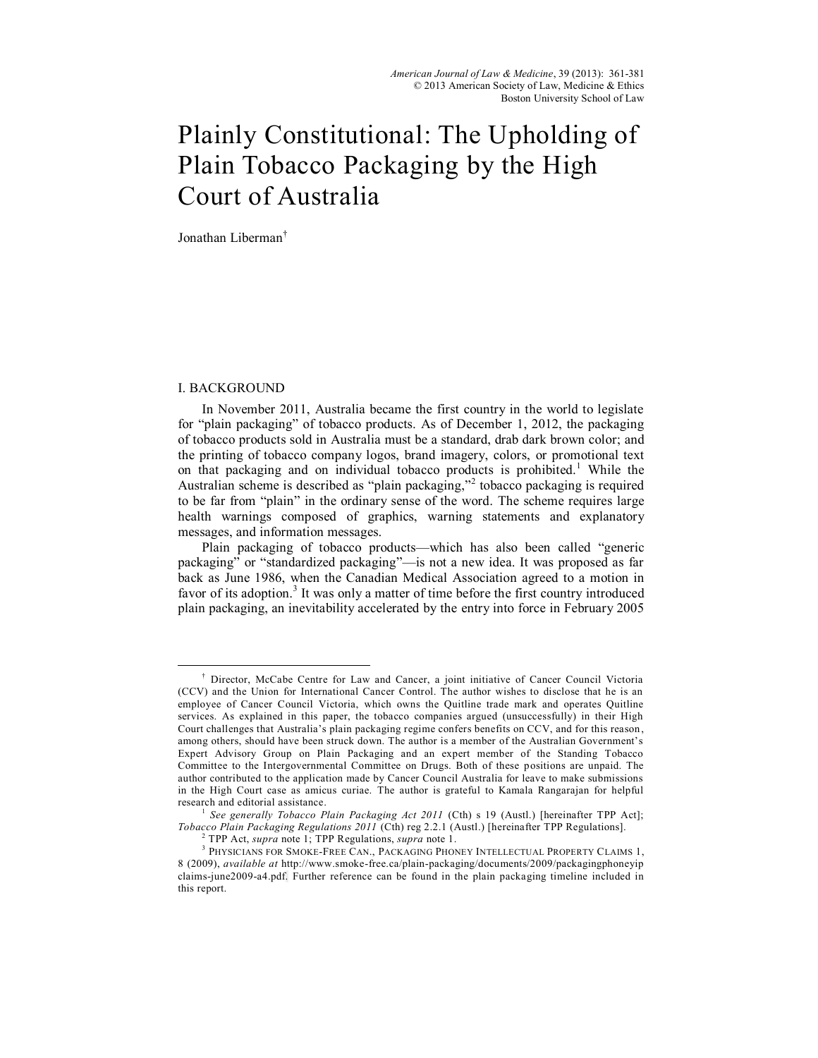# Plainly Constitutional: The Upholding of Plain Tobacco Packaging by the High Court of Australia

Jonathan Liberman[†]

## I. BACKGROUND

In November 2011, Australia became the first country in the world to legislate for "plain packaging" of tobacco products. As of December 1, 2012, the packaging of tobacco products sold in Australia must be a standard, drab dark brown color; and the printing of tobacco company logos, brand imagery, colors, or promotional text on that packaging and on individual tobacco products is prohibited.[1] While the Australian scheme is described as "plain packaging,"[2] tobacco packaging is required to be far from "plain" in the ordinary sense of the word. The scheme requires large health warnings composed of graphics, warning statements and explanatory messages, and information messages.

Plain packaging of tobacco products—which has also been called "generic packaging" or "standardized packaging"—is not a new idea. It was proposed as far back as June 1986, when the Canadian Medical Association agreed to a motion in favor of its adoption.[3] It was only a matter of time before the first country introduced plain packaging, an inevitability accelerated by the entry into force in February 2005

---

[†] Director, McCabe Centre for Law and Cancer, a joint initiative of Cancer Council Victoria (CCV) and the Union for International Cancer Control. The author wishes to disclose that he is an employee of Cancer Council Victoria, which owns the Quitline trade mark and operates Quitline services. As explained in this paper, the tobacco companies argued (unsuccessfully) in their High Court challenges that Australia's plain packaging regime confers benefits on CCV, and for this reason, among others, should have been struck down. The author is a member of the Australian Government's Expert Advisory Group on Plain Packaging and an expert member of the Standing Tobacco Committee to the Intergovernmental Committee on Drugs. Both of these positions are unpaid. The author contributed to the application made by Cancer Council Australia for leave to make submissions in the High Court case as amicus curiae. The author is grateful to Kamala Rangarajan for helpful research and editorial assistance.

[1] *See generally Tobacco Plain Packaging Act 2011* (Cth) s 19 (Austl.) [hereinafter TPP Act]; *Tobacco Plain Packaging Regulations 2011* (Cth) reg 2.2.1 (Austl.) [hereinafter TPP Regulations].

[2] TPP Act, *supra* note 1; TPP Regulations, *supra* note 1.

[3] PHYSICIANS FOR SMOKE-FREE CAN., PACKAGING PHONEY INTELLECTUAL PROPERTY CLAIMS 1, 8 (2009), *available at* http://www.smoke-free.ca/plain-packaging/documents/2009/packagingphoneyipclaims-june2009-a4.pdf. Further reference can be found in the plain packaging timeline included in this report.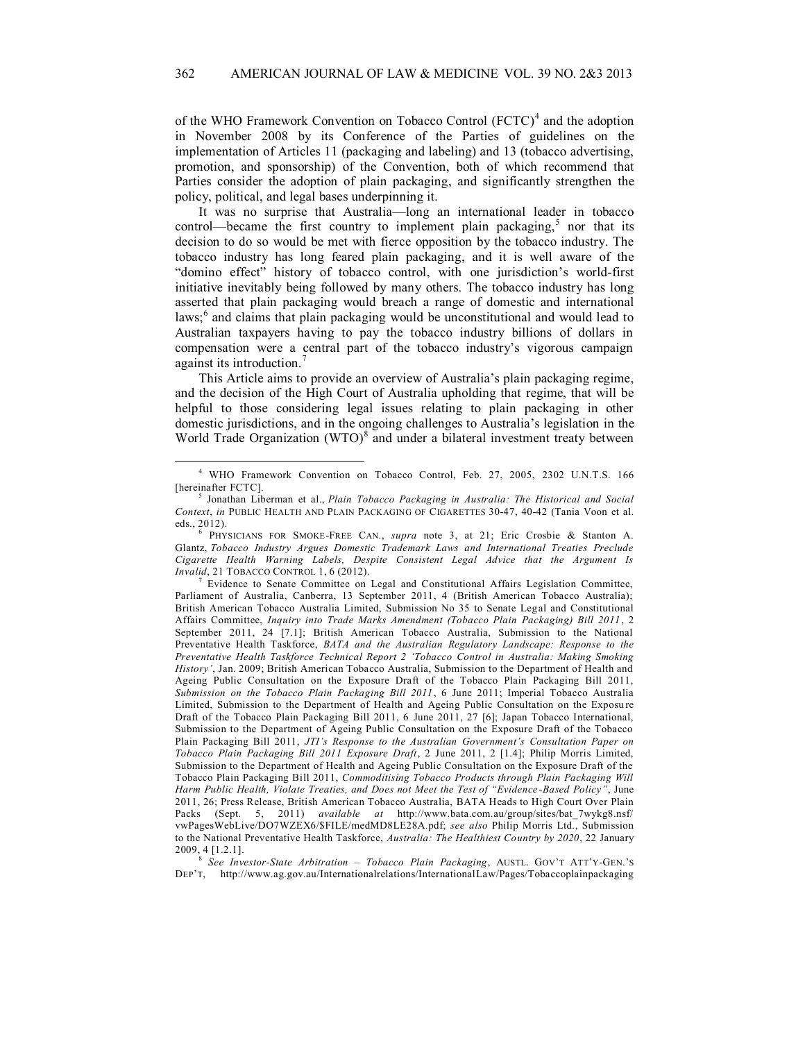of the WHO Framework Convention on Tobacco Control (FCTC)[4] and the adoption in November 2008 by its Conference of the Parties of guidelines on the implementation of Articles 11 (packaging and labeling) and 13 (tobacco advertising, promotion, and sponsorship) of the Convention, both of which recommend that Parties consider the adoption of plain packaging, and significantly strengthen the policy, political, and legal bases underpinning it.

It was no surprise that Australia—long an international leader in tobacco control—became the first country to implement plain packaging,[5] nor that its decision to do so would be met with fierce opposition by the tobacco industry. The tobacco industry has long feared plain packaging, and it is well aware of the "domino effect" history of tobacco control, with one jurisdiction's world-first initiative inevitably being followed by many others. The tobacco industry has long asserted that plain packaging would breach a range of domestic and international laws;[6] and claims that plain packaging would be unconstitutional and would lead to Australian taxpayers having to pay the tobacco industry billions of dollars in compensation were a central part of the tobacco industry's vigorous campaign against its introduction.[7]

This Article aims to provide an overview of Australia's plain packaging regime, and the decision of the High Court of Australia upholding that regime, that will be helpful to those considering legal issues relating to plain packaging in other domestic jurisdictions, and in the ongoing challenges to Australia's legislation in the World Trade Organization (WTO)[8] and under a bilateral investment treaty between

---

[4] WHO Framework Convention on Tobacco Control, Feb. 27, 2005, 2302 U.N.T.S. 166 [hereinafter FCTC].

[5] Jonathan Liberman et al., *Plain Tobacco Packaging in Australia: The Historical and Social Context*, *in* PUBLIC HEALTH AND PLAIN PACKAGING OF CIGARETTES 30-47, 40-42 (Tania Voon et al. eds., 2012).

[6] PHYSICIANS FOR SMOKE-FREE CAN., *supra* note 3, at 21; Eric Crosbie & Stanton A. Glantz, *Tobacco Industry Argues Domestic Trademark Laws and International Treaties Preclude Cigarette Health Warning Labels, Despite Consistent Legal Advice that the Argument Is Invalid*, 21 TOBACCO CONTROL 1, 6 (2012).

[7] Evidence to Senate Committee on Legal and Constitutional Affairs Legislation Committee, Parliament of Australia, Canberra, 13 September 2011, 4 (British American Tobacco Australia); British American Tobacco Australia Limited, Submission No 35 to Senate Legal and Constitutional Affairs Committee, *Inquiry into Trade Marks Amendment (Tobacco Plain Packaging) Bill 2011*, 2 September 2011, 24 [7.1]; British American Tobacco Australia, Submission to the National Preventative Health Taskforce, *BATA and the Australian Regulatory Landscape: Response to the Preventative Health Taskforce Technical Report 2 'Tobacco Control in Australia: Making Smoking History'*, Jan. 2009; British American Tobacco Australia, Submission to the Department of Health and Ageing Public Consultation on the Exposure Draft of the Tobacco Plain Packaging Bill 2011, *Submission on the Tobacco Plain Packaging Bill 2011*, 6 June 2011; Imperial Tobacco Australia Limited, Submission to the Department of Health and Ageing Public Consultation on the Exposure Draft of the Tobacco Plain Packaging Bill 2011, 6 June 2011, 27 [6]; Japan Tobacco International, Submission to the Department of Ageing Public Consultation on the Exposure Draft of the Tobacco Plain Packaging Bill 2011, *JTI's Response to the Australian Government's Consultation Paper on Tobacco Plain Packaging Bill 2011 Exposure Draft*, 2 June 2011, 2 [1.4]; Philip Morris Limited, Submission to the Department of Health and Ageing Public Consultation on the Exposure Draft of the Tobacco Plain Packaging Bill 2011, *Commoditising Tobacco Products through Plain Packaging Will Harm Public Health, Violate Treaties, and Does not Meet the Test of "Evidence-Based Policy"*, June 2011, 26; Press Release, British American Tobacco Australia, BATA Heads to High Court Over Plain Packs (Sept. 5, 2011) *available at* http://www.bata.com.au/group/sites/bat_7wykg8.nsf/vwPagesWebLive/DO7WZEX6/$FILE/medMD8LE28A.pdf; *see also* Philip Morris Ltd., Submission to the National Preventative Health Taskforce, *Australia: The Healthiest Country by 2020*, 22 January 2009, 4 [1.2.1].

[8] *See Investor-State Arbitration – Tobacco Plain Packaging*, AUSTL. GOV'T ATT'Y-GEN.'S DEP'T, http://www.ag.gov.au/Internationalrelations/InternationalLaw/Pages/Tobaccoplainpackaging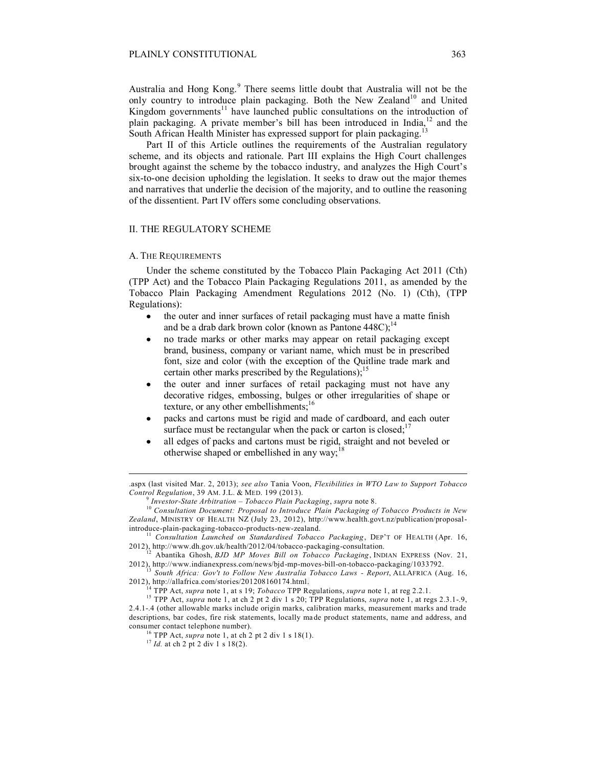Australia and Hong Kong.[9] There seems little doubt that Australia will not be the only country to introduce plain packaging. Both the New Zealand[10] and United Kingdom governments[11] have launched public consultations on the introduction of plain packaging. A private member's bill has been introduced in India,[12] and the South African Health Minister has expressed support for plain packaging.[13]

Part II of this Article outlines the requirements of the Australian regulatory scheme, and its objects and rationale. Part III explains the High Court challenges brought against the scheme by the tobacco industry, and analyzes the High Court's six-to-one decision upholding the legislation. It seeks to draw out the major themes and narratives that underlie the decision of the majority, and to outline the reasoning of the dissentient. Part IV offers some concluding observations.

## II. THE REGULATORY SCHEME

### A. THE REQUIREMENTS

Under the scheme constituted by the Tobacco Plain Packaging Act 2011 (Cth) (TPP Act) and the Tobacco Plain Packaging Regulations 2011, as amended by the Tobacco Plain Packaging Amendment Regulations 2012 (No. 1) (Cth), (TPP Regulations):

- the outer and inner surfaces of retail packaging must have a matte finish and be a drab dark brown color (known as Pantone 448C);[14]
- no trade marks or other marks may appear on retail packaging except brand, business, company or variant name, which must be in prescribed font, size and color (with the exception of the Quitline trade mark and certain other marks prescribed by the Regulations);[15]
- the outer and inner surfaces of retail packaging must not have any decorative ridges, embossing, bulges or other irregularities of shape or texture, or any other embellishments;[16]
- packs and cartons must be rigid and made of cardboard, and each outer surface must be rectangular when the pack or carton is closed;[17]
- all edges of packs and cartons must be rigid, straight and not beveled or otherwise shaped or embellished in any way;[18]

---

.aspx (last visited Mar. 2, 2013); *see also* Tania Voon, *Flexibilities in WTO Law to Support Tobacco Control Regulation*, 39 AM. J.L. & MED. 199 (2013).

[9] *Investor-State Arbitration – Tobacco Plain Packaging*, *supra* note 8.

[10] *Consultation Document: Proposal to Introduce Plain Packaging of Tobacco Products in New Zealand*, MINISTRY OF HEALTH NZ (July 23, 2012), http://www.health.govt.nz/publication/proposal-introduce-plain-packaging-tobacco-products-new-zealand.

[11] *Consultation Launched on Standardised Tobacco Packaging*, DEP'T OF HEALTH (Apr. 16, 2012), http://www.dh.gov.uk/health/2012/04/tobacco-packaging-consultation.

[12] Abantika Ghosh, *BJD MP Moves Bill on Tobacco Packaging*, INDIAN EXPRESS (Nov. 21, 2012), http://www.indianexpress.com/news/bjd-mp-moves-bill-on-tobacco-packaging/1033792.

[13] *South Africa: Gov't to Follow New Australia Tobacco Laws - Report*, ALLAFRICA (Aug. 16, 2012), http://allafrica.com/stories/201208160174.html.

[14] TPP Act, *supra* note 1, at s 19; *Tobacco* TPP Regulations, *supra* note 1, at reg 2.2.1.

[15] TPP Act, *supra* note 1, at ch 2 pt 2 div 1 s 20; TPP Regulations, *supra* note 1, at regs 2.3.1-.9, 2.4.1-.4 (other allowable marks include origin marks, calibration marks, measurement marks and trade descriptions, bar codes, fire risk statements, locally made product statements, name and address, and consumer contact telephone number).

[16] TPP Act, *supra* note 1, at ch 2 pt 2 div 1 s 18(1).

[17] *Id.* at ch 2 pt 2 div 1 s 18(2).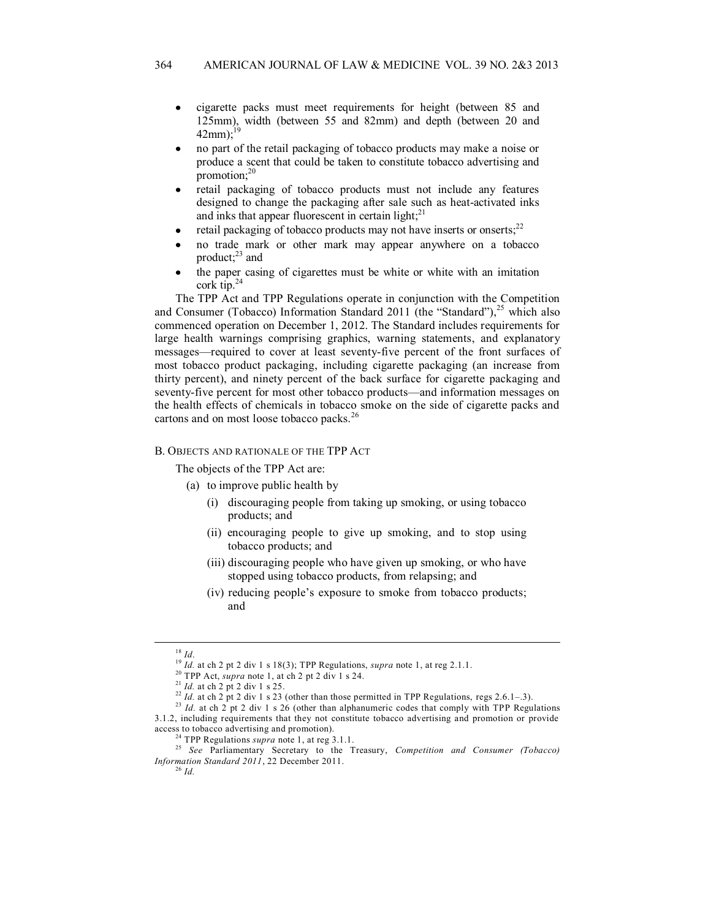- cigarette packs must meet requirements for height (between 85 and 125mm), width (between 55 and 82mm) and depth (between 20 and 42mm);[19]
- no part of the retail packaging of tobacco products may make a noise or produce a scent that could be taken to constitute tobacco advertising and promotion;[20]
- retail packaging of tobacco products must not include any features designed to change the packaging after sale such as heat-activated inks and inks that appear fluorescent in certain light;[21]
- retail packaging of tobacco products may not have inserts or onserts;[22]
- no trade mark or other mark may appear anywhere on a tobacco product;[23] and
- the paper casing of cigarettes must be white or white with an imitation cork tip.[24]

The TPP Act and TPP Regulations operate in conjunction with the Competition and Consumer (Tobacco) Information Standard 2011 (the "Standard"),[25] which also commenced operation on December 1, 2012. The Standard includes requirements for large health warnings comprising graphics, warning statements, and explanatory messages—required to cover at least seventy-five percent of the front surfaces of most tobacco product packaging, including cigarette packaging (an increase from thirty percent), and ninety percent of the back surface for cigarette packaging and seventy-five percent for most other tobacco products—and information messages on the health effects of chemicals in tobacco smoke on the side of cigarette packs and cartons and on most loose tobacco packs.[26]

### B. Objects and Rationale of the TPP Act

The objects of the TPP Act are:

- (a) to improve public health by
  - (i) discouraging people from taking up smoking, or using tobacco products; and
  - (ii) encouraging people to give up smoking, and to stop using tobacco products; and
  - (iii) discouraging people who have given up smoking, or who have stopped using tobacco products, from relapsing; and
  - (iv) reducing people's exposure to smoke from tobacco products; and

---

[18] *Id.*

[19] *Id.* at ch 2 pt 2 div 1 s 18(3); TPP Regulations, *supra* note 1, at reg 2.1.1.

[20] TPP Act, *supra* note 1, at ch 2 pt 2 div 1 s 24.

[21] *Id.* at ch 2 pt 2 div 1 s 25.

[22] *Id.* at ch 2 pt 2 div 1 s 23 (other than those permitted in TPP Regulations, regs 2.6.1–.3).

[23] *Id.* at ch 2 pt 2 div 1 s 26 (other than alphanumeric codes that comply with TPP Regulations 3.1.2, including requirements that they not constitute tobacco advertising and promotion or provide access to tobacco advertising and promotion).

[24] TPP Regulations *supra* note 1, at reg 3.1.1.

[25] *See* Parliamentary Secretary to the Treasury, *Competition and Consumer (Tobacco) Information Standard 2011*, 22 December 2011.

[26] *Id.*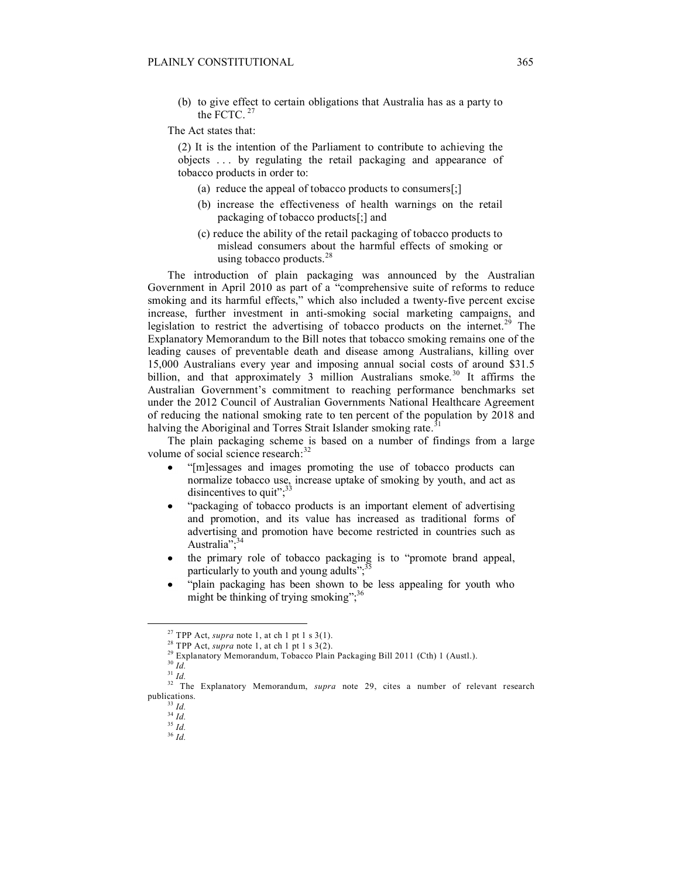(b) to give effect to certain obligations that Australia has as a party to the FCTC.[27]

The Act states that:

> (2) It is the intention of the Parliament to contribute to achieving the objects . . . by regulating the retail packaging and appearance of tobacco products in order to:
>
> (a) reduce the appeal of tobacco products to consumers[;]
>
> (b) increase the effectiveness of health warnings on the retail packaging of tobacco products[;] and
>
> (c) reduce the ability of the retail packaging of tobacco products to mislead consumers about the harmful effects of smoking or using tobacco products.[28]

The introduction of plain packaging was announced by the Australian Government in April 2010 as part of a "comprehensive suite of reforms to reduce smoking and its harmful effects," which also included a twenty-five percent excise increase, further investment in anti-smoking social marketing campaigns, and legislation to restrict the advertising of tobacco products on the internet.[29] The Explanatory Memorandum to the Bill notes that tobacco smoking remains one of the leading causes of preventable death and disease among Australians, killing over 15,000 Australians every year and imposing annual social costs of around $31.5 billion, and that approximately 3 million Australians smoke.[30] It affirms the Australian Government's commitment to reaching performance benchmarks set under the 2012 Council of Australian Governments National Healthcare Agreement of reducing the national smoking rate to ten percent of the population by 2018 and halving the Aboriginal and Torres Strait Islander smoking rate.[31]

The plain packaging scheme is based on a number of findings from a large volume of social science research:[32]

- "[m]essages and images promoting the use of tobacco products can normalize tobacco use, increase uptake of smoking by youth, and act as disincentives to quit";[33]
- "packaging of tobacco products is an important element of advertising and promotion, and its value has increased as traditional forms of advertising and promotion have become restricted in countries such as Australia";[34]
- the primary role of tobacco packaging is to "promote brand appeal, particularly to youth and young adults";[35]
- "plain packaging has been shown to be less appealing for youth who might be thinking of trying smoking";[36]

---

[27] TPP Act, *supra* note 1, at ch 1 pt 1 s 3(1).

[28] TPP Act, *supra* note 1, at ch 1 pt 1 s 3(2).

[29] Explanatory Memorandum, Tobacco Plain Packaging Bill 2011 (Cth) 1 (Austl.).

[30] *Id.*

[31] *Id.*

[32] The Explanatory Memorandum, *supra* note 29, cites a number of relevant research publications.

[33] *Id.*

[34] *Id.*

[35] *Id.*

[36] *Id.*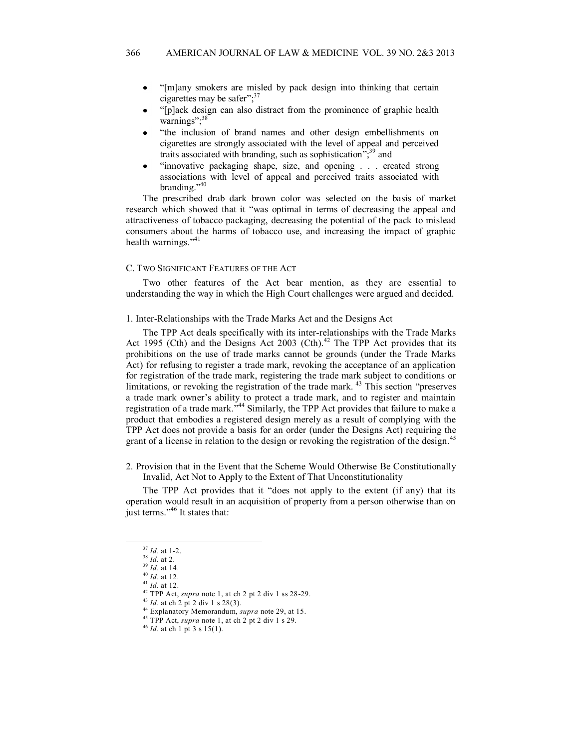- "[m]any smokers are misled by pack design into thinking that certain cigarettes may be safer";[37]
- "[p]ack design can also distract from the prominence of graphic health warnings";[38]
- "the inclusion of brand names and other design embellishments on cigarettes are strongly associated with the level of appeal and perceived traits associated with branding, such as sophistication";[39] and
- "innovative packaging shape, size, and opening . . . created strong associations with level of appeal and perceived traits associated with branding."[40]

The prescribed drab dark brown color was selected on the basis of market research which showed that it "was optimal in terms of decreasing the appeal and attractiveness of tobacco packaging, decreasing the potential of the pack to mislead consumers about the harms of tobacco use, and increasing the impact of graphic health warnings."[41]

### C. Two Significant Features of the Act

Two other features of the Act bear mention, as they are essential to understanding the way in which the High Court challenges were argued and decided.

#### 1. Inter-Relationships with the Trade Marks Act and the Designs Act

The TPP Act deals specifically with its inter-relationships with the Trade Marks Act 1995 (Cth) and the Designs Act 2003 (Cth).[42] The TPP Act provides that its prohibitions on the use of trade marks cannot be grounds (under the Trade Marks Act) for refusing to register a trade mark, revoking the acceptance of an application for registration of the trade mark, registering the trade mark subject to conditions or limitations, or revoking the registration of the trade mark.[43] This section "preserves a trade mark owner's ability to protect a trade mark, and to register and maintain registration of a trade mark."[44] Similarly, the TPP Act provides that failure to make a product that embodies a registered design merely as a result of complying with the TPP Act does not provide a basis for an order (under the Designs Act) requiring the grant of a license in relation to the design or revoking the registration of the design.[45]

#### 2. Provision that in the Event that the Scheme Would Otherwise Be Constitutionally Invalid, Act Not to Apply to the Extent of That Unconstitutionality

The TPP Act provides that it "does not apply to the extent (if any) that its operation would result in an acquisition of property from a person otherwise than on just terms."[46] It states that:

---

[37] *Id.* at 1-2.
[38] *Id.* at 2.
[39] *Id.* at 14.
[40] *Id.* at 12.
[41] *Id.* at 12.
[42] TPP Act, *supra* note 1, at ch 2 pt 2 div 1 ss 28-29.
[43] *Id.* at ch 2 pt 2 div 1 s 28(3).
[44] Explanatory Memorandum, *supra* note 29, at 15.
[45] TPP Act, *supra* note 1, at ch 2 pt 2 div 1 s 29.
[46] *Id*. at ch 1 pt 3 s 15(1).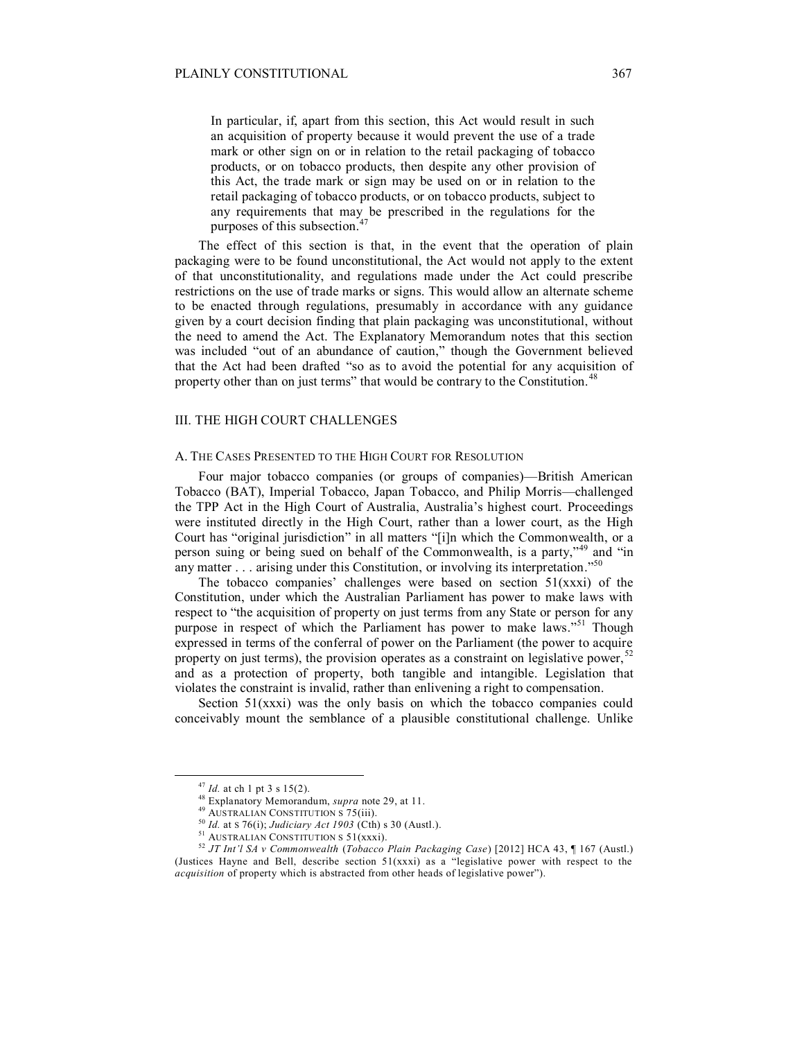> In particular, if, apart from this section, this Act would result in such an acquisition of property because it would prevent the use of a trade mark or other sign on or in relation to the retail packaging of tobacco products, or on tobacco products, then despite any other provision of this Act, the trade mark or sign may be used on or in relation to the retail packaging of tobacco products, or on tobacco products, subject to any requirements that may be prescribed in the regulations for the purposes of this subsection.[47]

The effect of this section is that, in the event that the operation of plain packaging were to be found unconstitutional, the Act would not apply to the extent of that unconstitutionality, and regulations made under the Act could prescribe restrictions on the use of trade marks or signs. This would allow an alternate scheme to be enacted through regulations, presumably in accordance with any guidance given by a court decision finding that plain packaging was unconstitutional, without the need to amend the Act. The Explanatory Memorandum notes that this section was included "out of an abundance of caution," though the Government believed that the Act had been drafted "so as to avoid the potential for any acquisition of property other than on just terms" that would be contrary to the Constitution.[48]

## III. THE HIGH COURT CHALLENGES

### A. THE CASES PRESENTED TO THE HIGH COURT FOR RESOLUTION

Four major tobacco companies (or groups of companies)—British American Tobacco (BAT), Imperial Tobacco, Japan Tobacco, and Philip Morris—challenged the TPP Act in the High Court of Australia, Australia's highest court. Proceedings were instituted directly in the High Court, rather than a lower court, as the High Court has "original jurisdiction" in all matters "[i]n which the Commonwealth, or a person suing or being sued on behalf of the Commonwealth, is a party,"[49] and "in any matter . . . arising under this Constitution, or involving its interpretation."[50]

The tobacco companies' challenges were based on section 51(xxxi) of the Constitution, under which the Australian Parliament has power to make laws with respect to "the acquisition of property on just terms from any State or person for any purpose in respect of which the Parliament has power to make laws."[51] Though expressed in terms of the conferral of power on the Parliament (the power to acquire property on just terms), the provision operates as a constraint on legislative power,[52] and as a protection of property, both tangible and intangible. Legislation that violates the constraint is invalid, rather than enlivening a right to compensation.

Section 51(xxxi) was the only basis on which the tobacco companies could conceivably mount the semblance of a plausible constitutional challenge. Unlike

---

[47] *Id.* at ch 1 pt 3 s 15(2).

[48] Explanatory Memorandum, *supra* note 29, at 11.

[49] AUSTRALIAN CONSTITUTION S 75(iii).

[50] *Id.* at S 76(i); *Judiciary Act 1903* (Cth) s 30 (Austl.).

[51] AUSTRALIAN CONSTITUTION S 51(xxxi).

[52] *JT Int'l SA v Commonwealth* (*Tobacco Plain Packaging Case*) [2012] HCA 43, ¶ 167 (Austl.) (Justices Hayne and Bell, describe section 51(xxxi) as a "legislative power with respect to the *acquisition* of property which is abstracted from other heads of legislative power").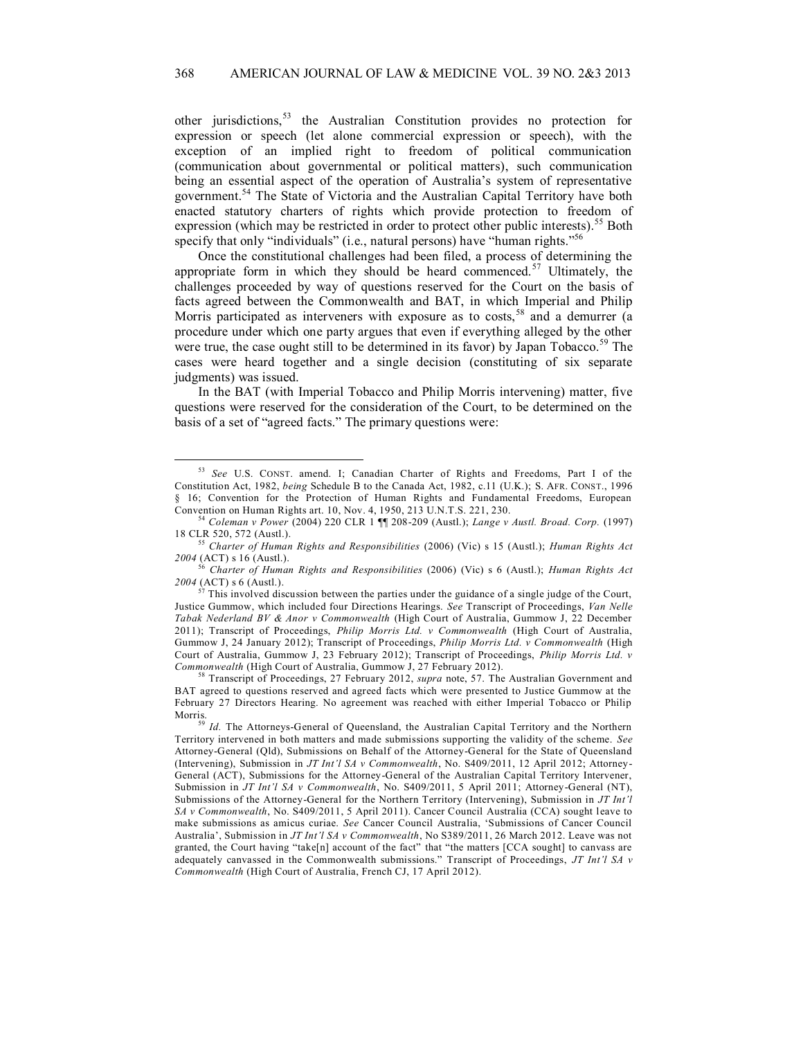other jurisdictions,[53] the Australian Constitution provides no protection for expression or speech (let alone commercial expression or speech), with the exception of an implied right to freedom of political communication (communication about governmental or political matters), such communication being an essential aspect of the operation of Australia's system of representative government.[54] The State of Victoria and the Australian Capital Territory have both enacted statutory charters of rights which provide protection to freedom of expression (which may be restricted in order to protect other public interests).[55] Both specify that only "individuals" (i.e., natural persons) have "human rights."[56]

Once the constitutional challenges had been filed, a process of determining the appropriate form in which they should be heard commenced.[57] Ultimately, the challenges proceeded by way of questions reserved for the Court on the basis of facts agreed between the Commonwealth and BAT, in which Imperial and Philip Morris participated as interveners with exposure as to costs,[58] and a demurrer (a procedure under which one party argues that even if everything alleged by the other were true, the case ought still to be determined in its favor) by Japan Tobacco.[59] The cases were heard together and a single decision (constituting of six separate judgments) was issued.

In the BAT (with Imperial Tobacco and Philip Morris intervening) matter, five questions were reserved for the consideration of the Court, to be determined on the basis of a set of "agreed facts." The primary questions were:

---

[53] *See* U.S. CONST. amend. I; Canadian Charter of Rights and Freedoms, Part I of the Constitution Act, 1982, *being* Schedule B to the Canada Act, 1982, c.11 (U.K.); S. AFR. CONST., 1996 § 16; Convention for the Protection of Human Rights and Fundamental Freedoms, European Convention on Human Rights art. 10, Nov. 4, 1950, 213 U.N.T.S. 221, 230.

[54] *Coleman v Power* (2004) 220 CLR 1 ¶¶ 208-209 (Austl.); *Lange v Austl. Broad. Corp.* (1997) 18 CLR 520, 572 (Austl.).

[55] *Charter of Human Rights and Responsibilities* (2006) (Vic) s 15 (Austl.); *Human Rights Act 2004* (ACT) s 16 (Austl.).

[56] *Charter of Human Rights and Responsibilities* (2006) (Vic) s 6 (Austl.); *Human Rights Act 2004* (ACT) s 6 (Austl.).

[57] This involved discussion between the parties under the guidance of a single judge of the Court, Justice Gummow, which included four Directions Hearings. *See* Transcript of Proceedings, *Van Nelle Tabak Nederland BV & Anor v Commonwealth* (High Court of Australia, Gummow J, 22 December 2011); Transcript of Proceedings, *Philip Morris Ltd. v Commonwealth* (High Court of Australia, Gummow J, 24 January 2012); Transcript of Proceedings, *Philip Morris Ltd. v Commonwealth* (High Court of Australia, Gummow J, 23 February 2012); Transcript of Proceedings, *Philip Morris Ltd. v Commonwealth* (High Court of Australia, Gummow J, 27 February 2012).

[58] Transcript of Proceedings, 27 February 2012, *supra* note, 57. The Australian Government and BAT agreed to questions reserved and agreed facts which were presented to Justice Gummow at the February 27 Directors Hearing. No agreement was reached with either Imperial Tobacco or Philip Morris.

[59] *Id.* The Attorneys-General of Queensland, the Australian Capital Territory and the Northern Territory intervened in both matters and made submissions supporting the validity of the scheme. *See* Attorney-General (Qld), Submissions on Behalf of the Attorney-General for the State of Queensland (Intervening), Submission in *JT Int'l SA v Commonwealth*, No. S409/2011, 12 April 2012; Attorney-General (ACT), Submissions for the Attorney-General of the Australian Capital Territory Intervener, Submission in *JT Int'l SA v Commonwealth*, No. S409/2011, 5 April 2011; Attorney-General (NT), Submissions of the Attorney-General for the Northern Territory (Intervening), Submission in *JT Int'l SA v Commonwealth*, No. S409/2011, 5 April 2011). Cancer Council Australia (CCA) sought leave to make submissions as amicus curiae. *See* Cancer Council Australia, 'Submissions of Cancer Council Australia', Submission in *JT Int'l SA v Commonwealth*, No S389/2011, 26 March 2012. Leave was not granted, the Court having "take[n] account of the fact" that "the matters [CCA sought] to canvass are adequately canvassed in the Commonwealth submissions." Transcript of Proceedings, *JT Int'l SA v Commonwealth* (High Court of Australia, French CJ, 17 April 2012).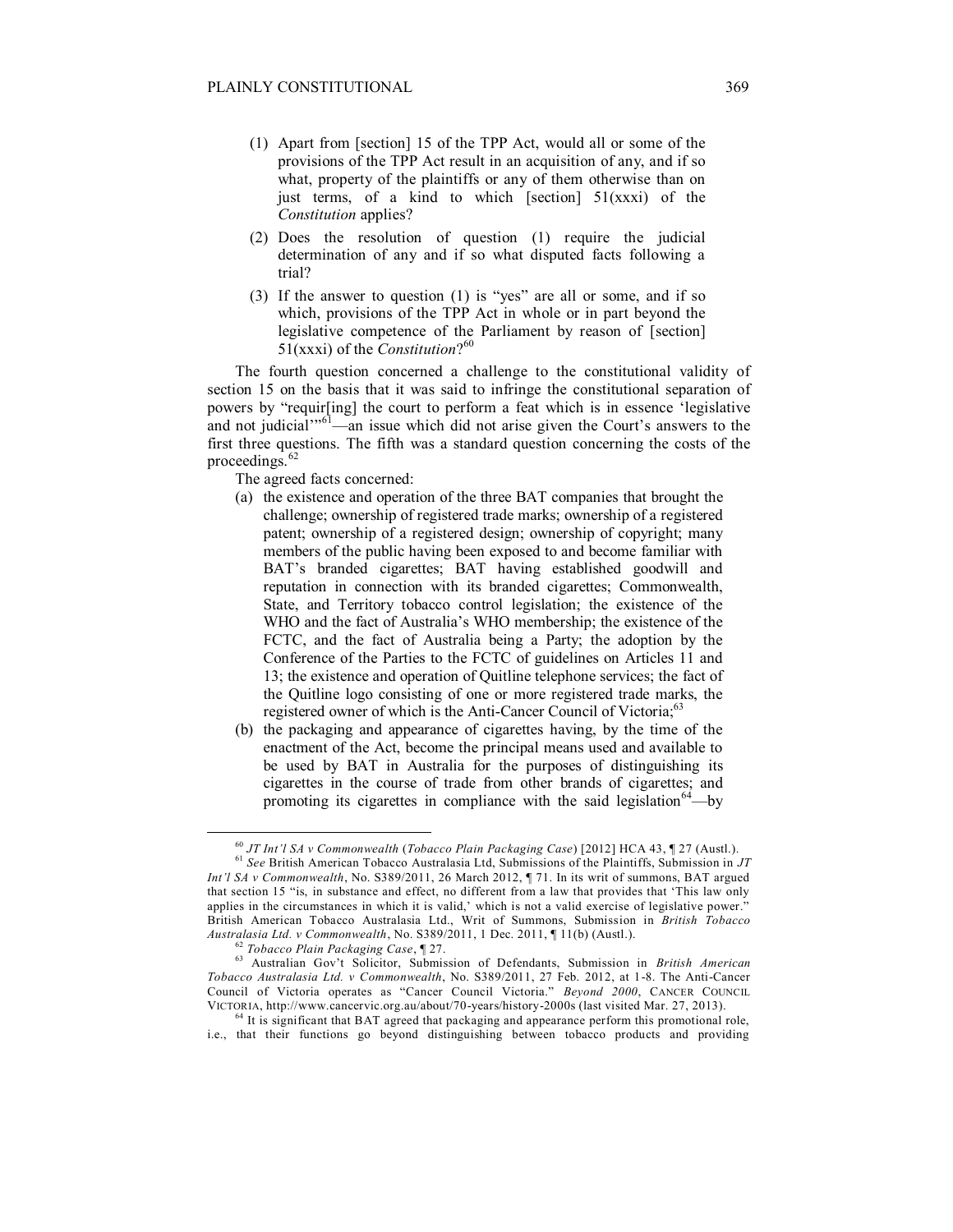(1) Apart from [section] 15 of the TPP Act, would all or some of the provisions of the TPP Act result in an acquisition of any, and if so what, property of the plaintiffs or any of them otherwise than on just terms, of a kind to which [section] 51(xxxi) of the *Constitution* applies?

(2) Does the resolution of question (1) require the judicial determination of any and if so what disputed facts following a trial?

(3) If the answer to question (1) is "yes" are all or some, and if so which, provisions of the TPP Act in whole or in part beyond the legislative competence of the Parliament by reason of [section] 51(xxxi) of the *Constitution*?[60]

The fourth question concerned a challenge to the constitutional validity of section 15 on the basis that it was said to infringe the constitutional separation of powers by "requir[ing] the court to perform a feat which is in essence 'legislative and not judicial'"[61]—an issue which did not arise given the Court's answers to the first three questions. The fifth was a standard question concerning the costs of the proceedings.[62]

The agreed facts concerned:

(a) the existence and operation of the three BAT companies that brought the challenge; ownership of registered trade marks; ownership of a registered patent; ownership of a registered design; ownership of copyright; many members of the public having been exposed to and become familiar with BAT's branded cigarettes; BAT having established goodwill and reputation in connection with its branded cigarettes; Commonwealth, State, and Territory tobacco control legislation; the existence of the WHO and the fact of Australia's WHO membership; the existence of the FCTC, and the fact of Australia being a Party; the adoption by the Conference of the Parties to the FCTC of guidelines on Articles 11 and 13; the existence and operation of Quitline telephone services; the fact of the Quitline logo consisting of one or more registered trade marks, the registered owner of which is the Anti-Cancer Council of Victoria;[63]

(b) the packaging and appearance of cigarettes having, by the time of the enactment of the Act, become the principal means used and available to be used by BAT in Australia for the purposes of distinguishing its cigarettes in the course of trade from other brands of cigarettes; and promoting its cigarettes in compliance with the said legislation[64]—by

---

[60] *JT Int'l SA v Commonwealth* (*Tobacco Plain Packaging Case*) [2012] HCA 43, ¶ 27 (Austl.).

[61] *See* British American Tobacco Australasia Ltd, Submissions of the Plaintiffs, Submission in *JT Int'l SA v Commonwealth*, No. S389/2011, 26 March 2012, ¶ 71. In its writ of summons, BAT argued that section 15 "is, in substance and effect, no different from a law that provides that 'This law only applies in the circumstances in which it is valid,' which is not a valid exercise of legislative power." British American Tobacco Australasia Ltd., Writ of Summons, Submission in *British Tobacco Australasia Ltd. v Commonwealth*, No. S389/2011, 1 Dec. 2011, ¶ 11(b) (Austl.).

[62] *Tobacco Plain Packaging Case*, ¶ 27.

[63] Australian Gov't Solicitor, Submission of Defendants, Submission in *British American Tobacco Australasia Ltd. v Commonwealth*, No. S389/2011, 27 Feb. 2012, at 1-8. The Anti-Cancer Council of Victoria operates as "Cancer Council Victoria." *Beyond 2000*, CANCER COUNCIL VICTORIA, http://www.cancervic.org.au/about/70-years/history-2000s (last visited Mar. 27, 2013).

[64] It is significant that BAT agreed that packaging and appearance perform this promotional role, i.e., that their functions go beyond distinguishing between tobacco products and providing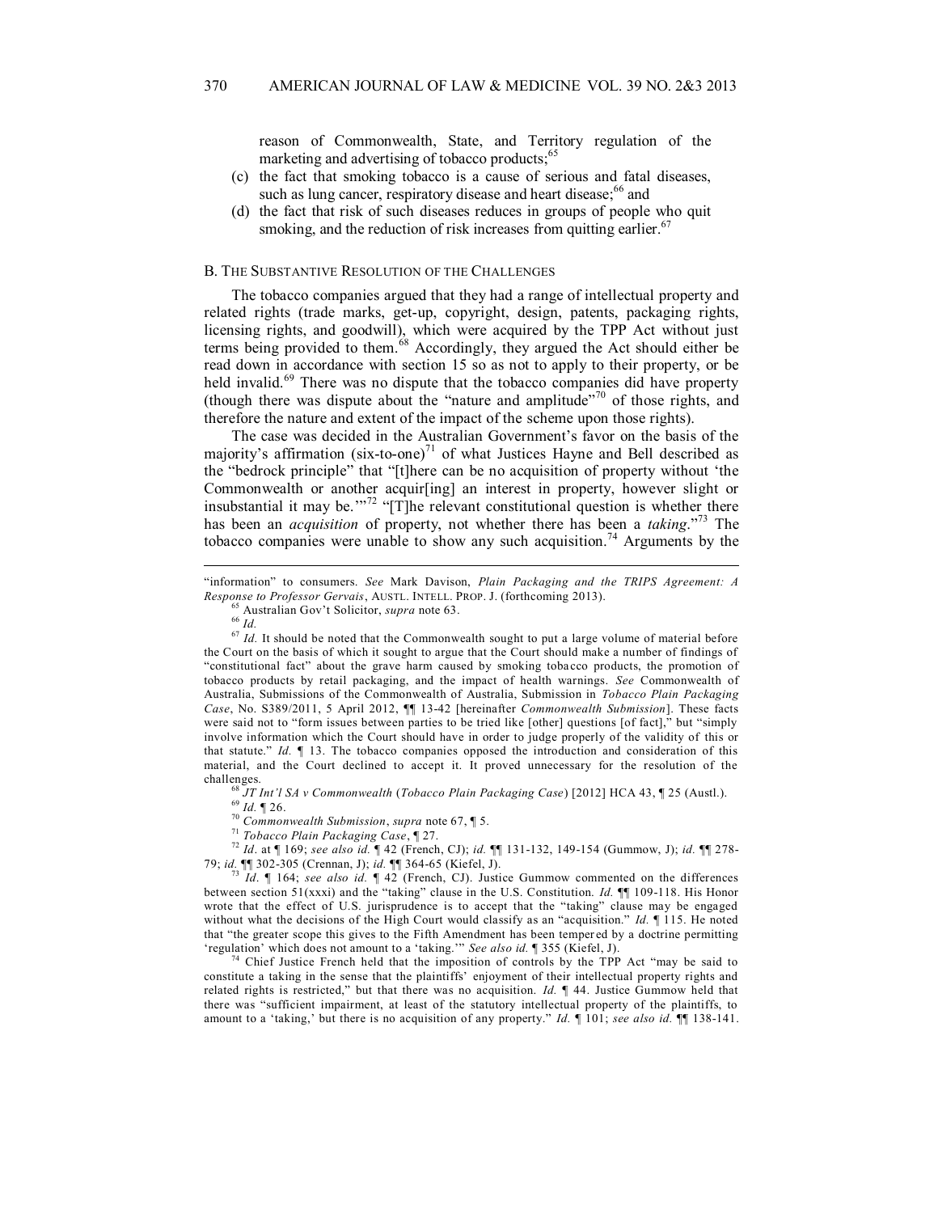reason of Commonwealth, State, and Territory regulation of the marketing and advertising of tobacco products;[65]

(c) the fact that smoking tobacco is a cause of serious and fatal diseases, such as lung cancer, respiratory disease and heart disease;[66] and

(d) the fact that risk of such diseases reduces in groups of people who quit smoking, and the reduction of risk increases from quitting earlier.[67]

### B. THE SUBSTANTIVE RESOLUTION OF THE CHALLENGES

The tobacco companies argued that they had a range of intellectual property and related rights (trade marks, get-up, copyright, design, patents, packaging rights, licensing rights, and goodwill), which were acquired by the TPP Act without just terms being provided to them.[68] Accordingly, they argued the Act should either be read down in accordance with section 15 so as not to apply to their property, or be held invalid.[69] There was no dispute that the tobacco companies did have property (though there was dispute about the "nature and amplitude"[70] of those rights, and therefore the nature and extent of the impact of the scheme upon those rights).

The case was decided in the Australian Government's favor on the basis of the majority's affirmation (six-to-one)[71] of what Justices Hayne and Bell described as the "bedrock principle" that "[t]here can be no acquisition of property without 'the Commonwealth or another acquir[ing] an interest in property, however slight or insubstantial it may be.'"[72] "[T]he relevant constitutional question is whether there has been an *acquisition* of property, not whether there has been a *taking*."[73] The tobacco companies were unable to show any such acquisition.[74] Arguments by the

---

"information" to consumers. *See* Mark Davison, *Plain Packaging and the TRIPS Agreement: A Response to Professor Gervais*, AUSTL. INTELL. PROP. J. (forthcoming 2013).

[65] Australian Gov't Solicitor, *supra* note 63.

[66] *Id.*

[67] *Id.* It should be noted that the Commonwealth sought to put a large volume of material before the Court on the basis of which it sought to argue that the Court should make a number of findings of "constitutional fact" about the grave harm caused by smoking tobacco products, the promotion of tobacco products by retail packaging, and the impact of health warnings. *See* Commonwealth of Australia, Submissions of the Commonwealth of Australia, Submission in *Tobacco Plain Packaging Case*, No. S389/2011, 5 April 2012, ¶¶ 13-42 [hereinafter *Commonwealth Submission*]. These facts were said not to "form issues between parties to be tried like [other] questions [of fact]," but "simply involve information which the Court should have in order to judge properly of the validity of this or that statute." *Id.* ¶ 13. The tobacco companies opposed the introduction and consideration of this material, and the Court declined to accept it. It proved unnecessary for the resolution of the challenges.

[68] *JT Int'l SA v Commonwealth* (*Tobacco Plain Packaging Case*) [2012] HCA 43, ¶ 25 (Austl.).

[69] *Id.* ¶ 26.

[70] *Commonwealth Submission*, *supra* note 67, ¶ 5.

[71] *Tobacco Plain Packaging Case*, ¶ 27.

[72] *Id*. at ¶ 169; *see also id.* ¶ 42 (French, CJ); *id.* ¶¶ 131-132, 149-154 (Gummow, J); *id.* ¶¶ 278-79; *id.* ¶¶ 302-305 (Crennan, J); *id.* ¶¶ 364-65 (Kiefel, J).

[73] *Id*. ¶ 164; *see also id.* ¶ 42 (French, CJ). Justice Gummow commented on the differences between section 51(xxxi) and the "taking" clause in the U.S. Constitution. *Id.* ¶¶ 109-118. His Honor wrote that the effect of U.S. jurisprudence is to accept that the "taking" clause may be engaged without what the decisions of the High Court would classify as an "acquisition." *Id.* ¶ 115. He noted that "the greater scope this gives to the Fifth Amendment has been tempered by a doctrine permitting 'regulation' which does not amount to a 'taking.'" *See also id.* ¶ 355 (Kiefel, J).

[74] Chief Justice French held that the imposition of controls by the TPP Act "may be said to constitute a taking in the sense that the plaintiffs' enjoyment of their intellectual property rights and related rights is restricted," but that there was no acquisition. *Id.* ¶ 44. Justice Gummow held that there was "sufficient impairment, at least of the statutory intellectual property of the plaintiffs, to amount to a 'taking,' but there is no acquisition of any property." *Id.* ¶ 101; *see also id.* ¶¶ 138-141.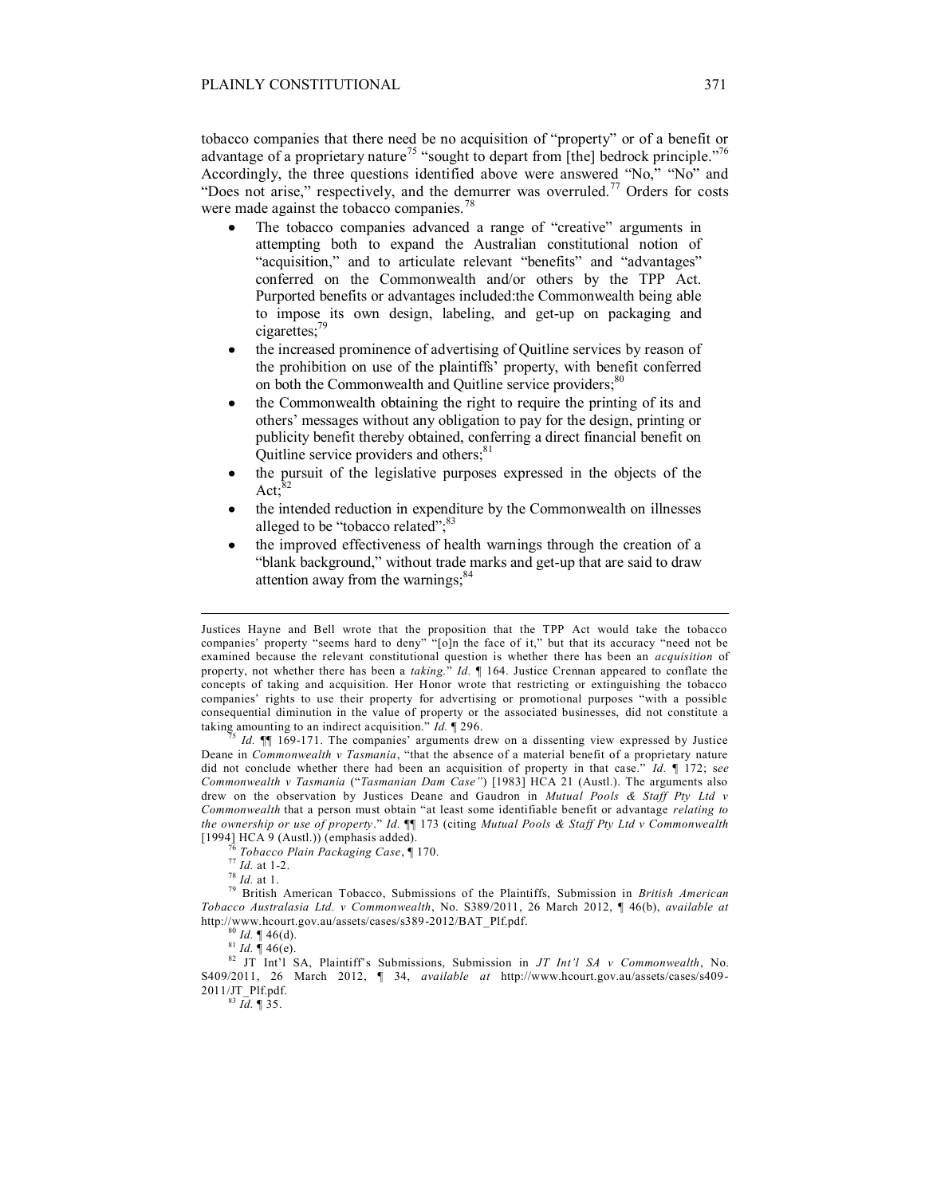tobacco companies that there need be no acquisition of "property" or of a benefit or advantage of a proprietary nature[75] "sought to depart from [the] bedrock principle."[76] Accordingly, the three questions identified above were answered "No," "No" and "Does not arise," respectively, and the demurrer was overruled.[77] Orders for costs were made against the tobacco companies.[78]

- The tobacco companies advanced a range of "creative" arguments in attempting both to expand the Australian constitutional notion of "acquisition," and to articulate relevant "benefits" and "advantages" conferred on the Commonwealth and/or others by the TPP Act. Purported benefits or advantages included:the Commonwealth being able to impose its own design, labeling, and get-up on packaging and cigarettes;[79]
- the increased prominence of advertising of Quitline services by reason of the prohibition on use of the plaintiffs' property, with benefit conferred on both the Commonwealth and Quitline service providers;[80]
- the Commonwealth obtaining the right to require the printing of its and others' messages without any obligation to pay for the design, printing or publicity benefit thereby obtained, conferring a direct financial benefit on Quitline service providers and others;[81]
- the pursuit of the legislative purposes expressed in the objects of the Act;[82]
- the intended reduction in expenditure by the Commonwealth on illnesses alleged to be "tobacco related";[83]
- the improved effectiveness of health warnings through the creation of a "blank background," without trade marks and get-up that are said to draw attention away from the warnings;[84]

---

Justices Hayne and Bell wrote that the proposition that the TPP Act would take the tobacco companies' property "seems hard to deny" "[o]n the face of it," but that its accuracy "need not be examined because the relevant constitutional question is whether there has been an *acquisition* of property, not whether there has been a *taking.*" *Id.* ¶ 164. Justice Crennan appeared to conflate the concepts of taking and acquisition. Her Honor wrote that restricting or extinguishing the tobacco companies' rights to use their property for advertising or promotional purposes "with a possible consequential diminution in the value of property or the associated businesses, did not constitute a taking amounting to an indirect acquisition." *Id.* ¶ 296.

[75] *Id.* ¶¶ 169-171. The companies' arguments drew on a dissenting view expressed by Justice Deane in *Commonwealth v Tasmania*, "that the absence of a material benefit of a proprietary nature did not conclude whether there had been an acquisition of property in that case." *Id.* ¶ 172; *see Commonwealth v Tasmania* ("*Tasmanian Dam Case"*) [1983] HCA 21 (Austl.). The arguments also drew on the observation by Justices Deane and Gaudron in *Mutual Pools & Staff Pty Ltd v Commonwealth* that a person must obtain "at least some identifiable benefit or advantage *relating to the ownership or use of property*." *Id.* ¶¶ 173 (citing *Mutual Pools & Staff Pty Ltd v Commonwealth* [1994] HCA 9 (Austl.)) (emphasis added).

[76] *Tobacco Plain Packaging Case*, ¶ 170.

[77] *Id.* at 1-2.

[78] *Id.* at 1.

[79] British American Tobacco, Submissions of the Plaintiffs, Submission in *British American Tobacco Australasia Ltd. v Commonwealth*, No. S389/2011, 26 March 2012, ¶ 46(b), *available at* http://www.hcourt.gov.au/assets/cases/s389-2012/BAT_Plf.pdf.

[80] *Id.* ¶ 46(d).

[81] *Id.* ¶ 46(e).

[82] JT Int'l SA, Plaintiff's Submissions, Submission in *JT Int'l SA v Commonwealth*, No. S409/2011, 26 March 2012, ¶ 34, *available at* http://www.hcourt.gov.au/assets/cases/s409-2011/JT_Plf.pdf.

[83] *Id.* ¶ 35.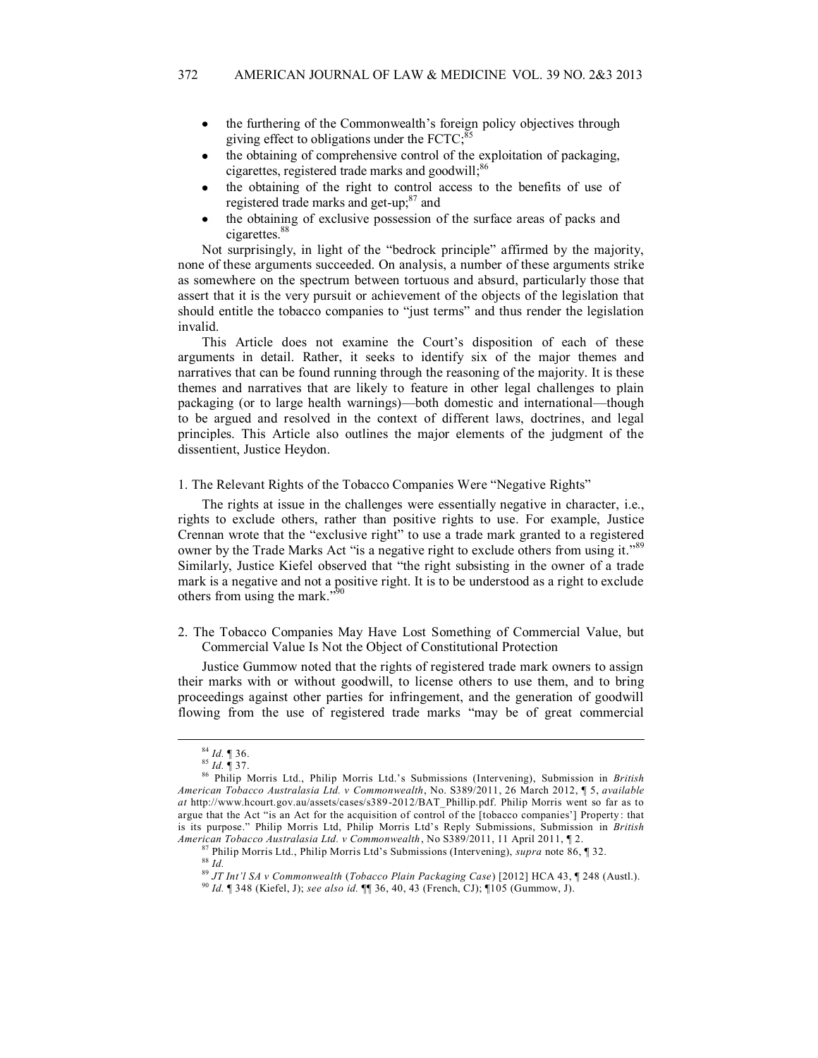- the furthering of the Commonwealth's foreign policy objectives through giving effect to obligations under the FCTC;[85]
- the obtaining of comprehensive control of the exploitation of packaging, cigarettes, registered trade marks and goodwill;[86]
- the obtaining of the right to control access to the benefits of use of registered trade marks and get-up;[87] and
- the obtaining of exclusive possession of the surface areas of packs and cigarettes.[88]

Not surprisingly, in light of the "bedrock principle" affirmed by the majority, none of these arguments succeeded. On analysis, a number of these arguments strike as somewhere on the spectrum between tortuous and absurd, particularly those that assert that it is the very pursuit or achievement of the objects of the legislation that should entitle the tobacco companies to "just terms" and thus render the legislation invalid.

This Article does not examine the Court's disposition of each of these arguments in detail. Rather, it seeks to identify six of the major themes and narratives that can be found running through the reasoning of the majority. It is these themes and narratives that are likely to feature in other legal challenges to plain packaging (or to large health warnings)—both domestic and international—though to be argued and resolved in the context of different laws, doctrines, and legal principles. This Article also outlines the major elements of the judgment of the dissentient, Justice Heydon.

### 1. The Relevant Rights of the Tobacco Companies Were "Negative Rights"

The rights at issue in the challenges were essentially negative in character, i.e., rights to exclude others, rather than positive rights to use. For example, Justice Crennan wrote that the "exclusive right" to use a trade mark granted to a registered owner by the Trade Marks Act "is a negative right to exclude others from using it."[89] Similarly, Justice Kiefel observed that "the right subsisting in the owner of a trade mark is a negative and not a positive right. It is to be understood as a right to exclude others from using the mark."[90]

### 2. The Tobacco Companies May Have Lost Something of Commercial Value, but Commercial Value Is Not the Object of Constitutional Protection

Justice Gummow noted that the rights of registered trade mark owners to assign their marks with or without goodwill, to license others to use them, and to bring proceedings against other parties for infringement, and the generation of goodwill flowing from the use of registered trade marks "may be of great commercial

---

[84] *Id.* ¶ 36.

[85] *Id.* ¶ 37.

[86] Philip Morris Ltd., Philip Morris Ltd.'s Submissions (Intervening), Submission in *British American Tobacco Australasia Ltd. v Commonwealth*, No. S389/2011, 26 March 2012, ¶ 5, *available at* http://www.hcourt.gov.au/assets/cases/s389-2012/BAT_Phillip.pdf. Philip Morris went so far as to argue that the Act "is an Act for the acquisition of control of the [tobacco companies'] Property: that is its purpose." Philip Morris Ltd, Philip Morris Ltd's Reply Submissions, Submission in *British American Tobacco Australasia Ltd. v Commonwealth*, No S389/2011, 11 April 2011, ¶ 2.

[87] Philip Morris Ltd., Philip Morris Ltd's Submissions (Intervening), *supra* note 86, ¶ 32.

[88] *Id.*

[89] *JT Int'l SA v Commonwealth* (*Tobacco Plain Packaging Case*) [2012] HCA 43, ¶ 248 (Austl.).

[90] *Id.* ¶ 348 (Kiefel, J); *see also id.* ¶¶ 36, 40, 43 (French, CJ); ¶105 (Gummow, J).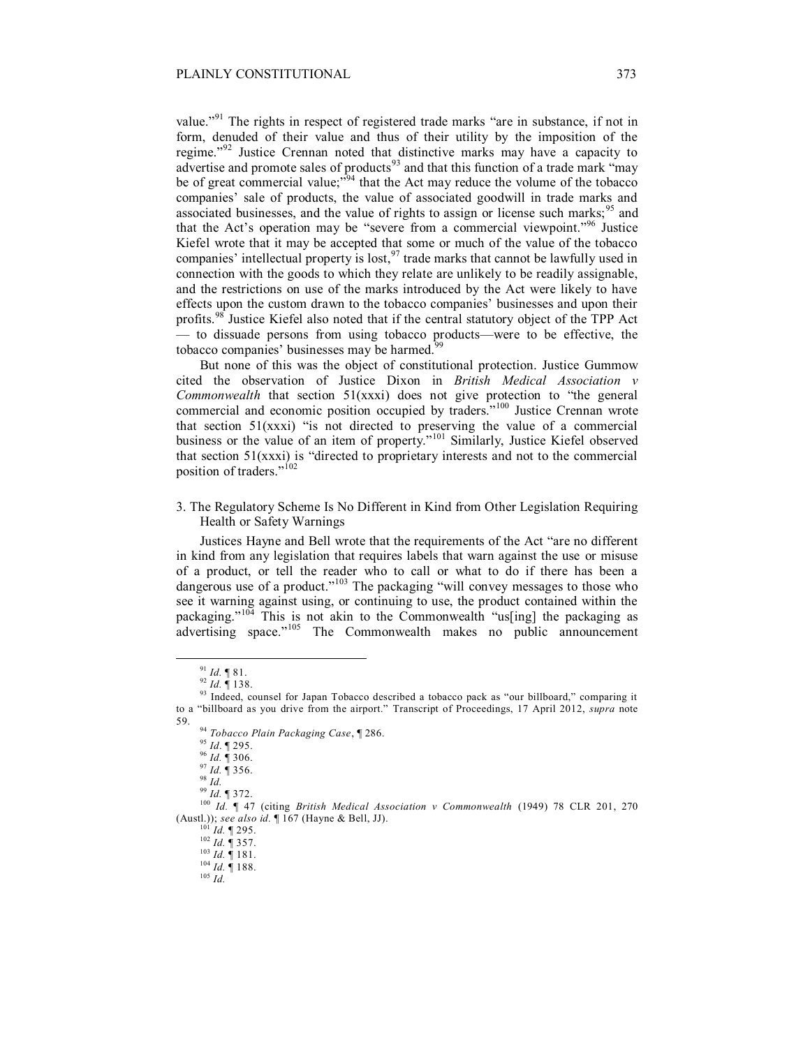value."[91] The rights in respect of registered trade marks "are in substance, if not in form, denuded of their value and thus of their utility by the imposition of the regime."[92] Justice Crennan noted that distinctive marks may have a capacity to advertise and promote sales of products[93] and that this function of a trade mark "may be of great commercial value;"[94] that the Act may reduce the volume of the tobacco companies' sale of products, the value of associated goodwill in trade marks and associated businesses, and the value of rights to assign or license such marks;[95] and that the Act's operation may be "severe from a commercial viewpoint."[96] Justice Kiefel wrote that it may be accepted that some or much of the value of the tobacco companies' intellectual property is lost,[97] trade marks that cannot be lawfully used in connection with the goods to which they relate are unlikely to be readily assignable, and the restrictions on use of the marks introduced by the Act were likely to have effects upon the custom drawn to the tobacco companies' businesses and upon their profits.[98] Justice Kiefel also noted that if the central statutory object of the TPP Act — to dissuade persons from using tobacco products—were to be effective, the tobacco companies' businesses may be harmed.[99]

But none of this was the object of constitutional protection. Justice Gummow cited the observation of Justice Dixon in *British Medical Association v Commonwealth* that section 51(xxxi) does not give protection to "the general commercial and economic position occupied by traders."[100] Justice Crennan wrote that section 51(xxxi) "is not directed to preserving the value of a commercial business or the value of an item of property."[101] Similarly, Justice Kiefel observed that section 51(xxxi) is "directed to proprietary interests and not to the commercial position of traders."[102]

### 3. The Regulatory Scheme Is No Different in Kind from Other Legislation Requiring Health or Safety Warnings

Justices Hayne and Bell wrote that the requirements of the Act "are no different in kind from any legislation that requires labels that warn against the use or misuse of a product, or tell the reader who to call or what to do if there has been a dangerous use of a product."[103] The packaging "will convey messages to those who see it warning against using, or continuing to use, the product contained within the packaging."[104] This is not akin to the Commonwealth "us[ing] the packaging as advertising space."[105] The Commonwealth makes no public announcement

---

[91] *Id.* ¶ 81.

[92] *Id.* ¶ 138.

[93] Indeed, counsel for Japan Tobacco described a tobacco pack as "our billboard," comparing it to a "billboard as you drive from the airport." Transcript of Proceedings, 17 April 2012, *supra* note 59.

[94] *Tobacco Plain Packaging Case*, ¶ 286.

[95] *Id*. ¶ 295.

[96] *Id.* ¶ 306.

[97] *Id.* ¶ 356.

[98] *Id.*

[99] *Id.* ¶ 372.

[100] *Id.* ¶ 47 (citing *British Medical Association v Commonwealth* (1949) 78 CLR 201, 270 (Austl.)); *see also id.* ¶ 167 (Hayne & Bell, JJ).

[101] *Id.* ¶ 295.

[102] *Id.* ¶ 357.

[103] *Id.* ¶ 181.

[104] *Id.* ¶ 188.

[105] *Id.*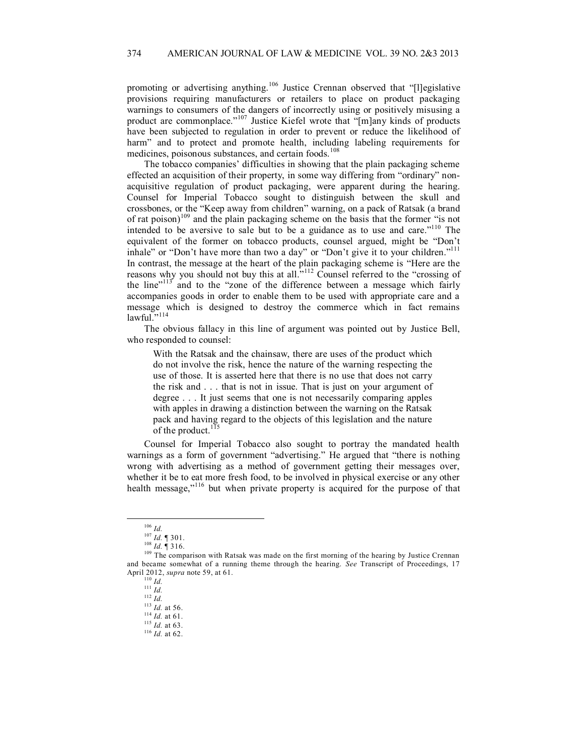promoting or advertising anything.[106] Justice Crennan observed that "[l]egislative provisions requiring manufacturers or retailers to place on product packaging warnings to consumers of the dangers of incorrectly using or positively misusing a product are commonplace."[107] Justice Kiefel wrote that "[m]any kinds of products have been subjected to regulation in order to prevent or reduce the likelihood of harm" and to protect and promote health, including labeling requirements for medicines, poisonous substances, and certain foods.[108]

The tobacco companies' difficulties in showing that the plain packaging scheme effected an acquisition of their property, in some way differing from "ordinary" non-acquisitive regulation of product packaging, were apparent during the hearing. Counsel for Imperial Tobacco sought to distinguish between the skull and crossbones, or the "Keep away from children" warning, on a pack of Ratsak (a brand of rat poison)[109] and the plain packaging scheme on the basis that the former "is not intended to be aversive to sale but to be a guidance as to use and care."[110] The equivalent of the former on tobacco products, counsel argued, might be "Don't inhale" or "Don't have more than two a day" or "Don't give it to your children."[111] In contrast, the message at the heart of the plain packaging scheme is "Here are the reasons why you should not buy this at all."[112] Counsel referred to the "crossing of the line"[113] and to the "zone of the difference between a message which fairly accompanies goods in order to enable them to be used with appropriate care and a message which is designed to destroy the commerce which in fact remains lawful."[114]

The obvious fallacy in this line of argument was pointed out by Justice Bell, who responded to counsel:

> With the Ratsak and the chainsaw, there are uses of the product which do not involve the risk, hence the nature of the warning respecting the use of those. It is asserted here that there is no use that does not carry the risk and . . . that is not in issue. That is just on your argument of degree . . . It just seems that one is not necessarily comparing apples with apples in drawing a distinction between the warning on the Ratsak pack and having regard to the objects of this legislation and the nature of the product.[115]

Counsel for Imperial Tobacco also sought to portray the mandated health warnings as a form of government "advertising." He argued that "there is nothing wrong with advertising as a method of government getting their messages over, whether it be to eat more fresh food, to be involved in physical exercise or any other health message,"[116] but when private property is acquired for the purpose of that

---

[106] *Id.*

[107] *Id.* ¶ 301.

[108] *Id.* ¶ 316.

[109] The comparison with Ratsak was made on the first morning of the hearing by Justice Crennan and became somewhat of a running theme through the hearing. *See* Transcript of Proceedings, 17 April 2012, *supra* note 59, at 61.

[110] *Id.*

[111] *Id.*

[112] *Id.*

[113] *Id.* at 56.

[114] *Id.* at 61.

[115] *Id.* at 63.

[116] *Id.* at 62.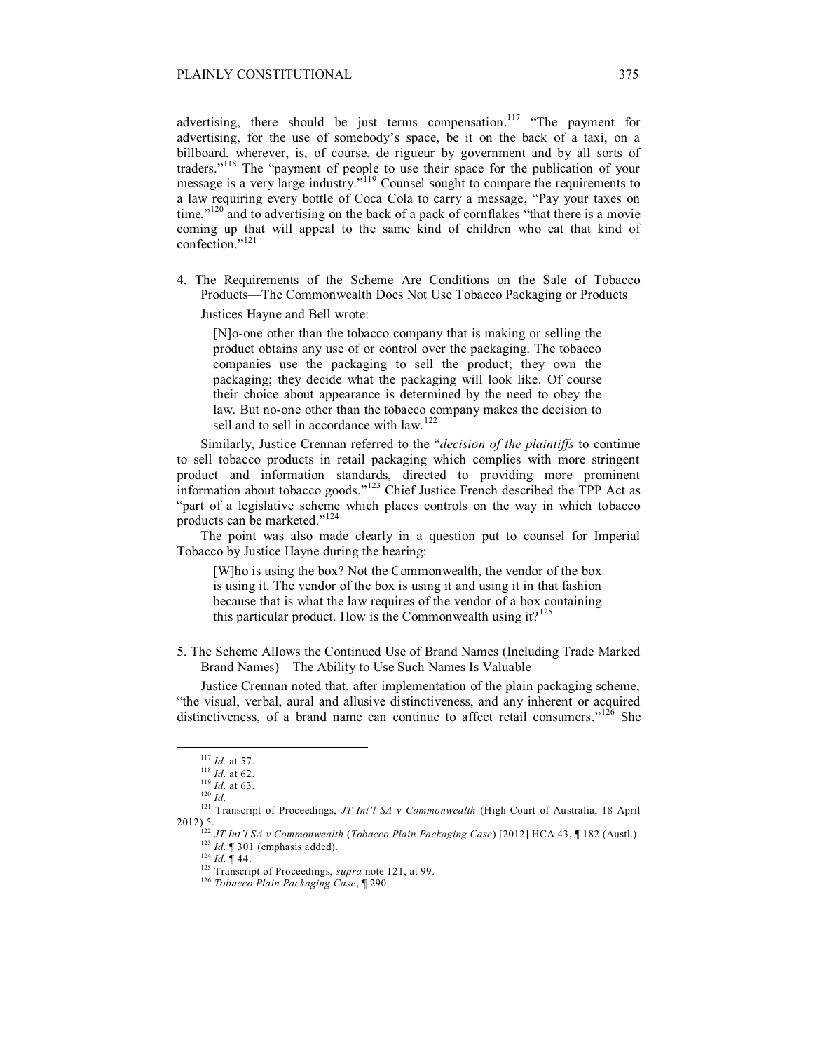advertising, there should be just terms compensation.[117] "The payment for advertising, for the use of somebody's space, be it on the back of a taxi, on a billboard, wherever, is, of course, de rigueur by government and by all sorts of traders."[118] The "payment of people to use their space for the publication of your message is a very large industry."[119] Counsel sought to compare the requirements to a law requiring every bottle of Coca Cola to carry a message, "Pay your taxes on time,"[120] and to advertising on the back of a pack of cornflakes "that there is a movie coming up that will appeal to the same kind of children who eat that kind of confection."[121]

4. The Requirements of the Scheme Are Conditions on the Sale of Tobacco Products—The Commonwealth Does Not Use Tobacco Packaging or Products

Justices Hayne and Bell wrote:

> [N]o-one other than the tobacco company that is making or selling the product obtains any use of or control over the packaging. The tobacco companies use the packaging to sell the product; they own the packaging; they decide what the packaging will look like. Of course their choice about appearance is determined by the need to obey the law. But no-one other than the tobacco company makes the decision to sell and to sell in accordance with law.[122]

Similarly, Justice Crennan referred to the "*decision of the plaintiffs* to continue to sell tobacco products in retail packaging which complies with more stringent product and information standards, directed to providing more prominent information about tobacco goods."[123] Chief Justice French described the TPP Act as "part of a legislative scheme which places controls on the way in which tobacco products can be marketed."[124]

The point was also made clearly in a question put to counsel for Imperial Tobacco by Justice Hayne during the hearing:

> [W]ho is using the box? Not the Commonwealth, the vendor of the box is using it. The vendor of the box is using it and using it in that fashion because that is what the law requires of the vendor of a box containing this particular product. How is the Commonwealth using it?[125]

5. The Scheme Allows the Continued Use of Brand Names (Including Trade Marked Brand Names)—The Ability to Use Such Names Is Valuable

Justice Crennan noted that, after implementation of the plain packaging scheme, "the visual, verbal, aural and allusive distinctiveness, and any inherent or acquired distinctiveness, of a brand name can continue to affect retail consumers."[126] She

---

[117] *Id.* at 57.

[118] *Id.* at 62.

[119] *Id.* at 63.

[120] *Id.*

[121] Transcript of Proceedings, *JT Int'l SA v Commonwealth* (High Court of Australia, 18 April 2012) 5.

[122] *JT Int'l SA v Commonwealth* (*Tobacco Plain Packaging Case*) [2012] HCA 43, ¶ 182 (Austl.).

[123] *Id.* ¶ 301 (emphasis added).

[124] *Id.* ¶ 44.

[125] Transcript of Proceedings, *supra* note 121, at 99.

[126] *Tobacco Plain Packaging Case*, ¶ 290.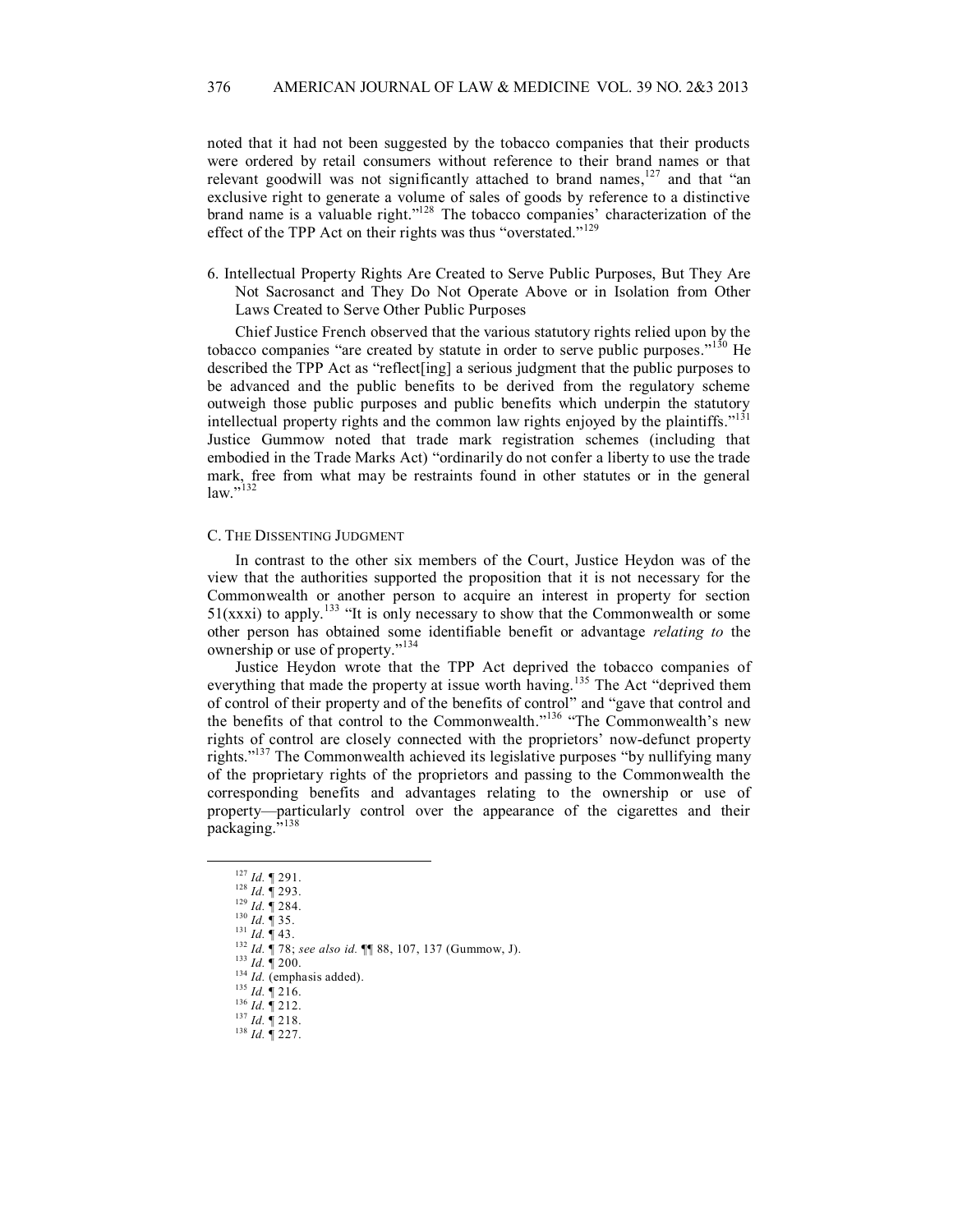noted that it had not been suggested by the tobacco companies that their products were ordered by retail consumers without reference to their brand names or that relevant goodwill was not significantly attached to brand names,[127] and that "an exclusive right to generate a volume of sales of goods by reference to a distinctive brand name is a valuable right."[128] The tobacco companies' characterization of the effect of the TPP Act on their rights was thus "overstated."[129]

6. Intellectual Property Rights Are Created to Serve Public Purposes, But They Are Not Sacrosanct and They Do Not Operate Above or in Isolation from Other Laws Created to Serve Other Public Purposes

Chief Justice French observed that the various statutory rights relied upon by the tobacco companies "are created by statute in order to serve public purposes."[130] He described the TPP Act as "reflect[ing] a serious judgment that the public purposes to be advanced and the public benefits to be derived from the regulatory scheme outweigh those public purposes and public benefits which underpin the statutory intellectual property rights and the common law rights enjoyed by the plaintiffs."[131] Justice Gummow noted that trade mark registration schemes (including that embodied in the Trade Marks Act) "ordinarily do not confer a liberty to use the trade mark, free from what may be restraints found in other statutes or in the general law."[132]

### C. The Dissenting Judgment

In contrast to the other six members of the Court, Justice Heydon was of the view that the authorities supported the proposition that it is not necessary for the Commonwealth or another person to acquire an interest in property for section 51(xxxi) to apply.[133] "It is only necessary to show that the Commonwealth or some other person has obtained some identifiable benefit or advantage *relating to* the ownership or use of property."[134]

Justice Heydon wrote that the TPP Act deprived the tobacco companies of everything that made the property at issue worth having.[135] The Act "deprived them of control of their property and of the benefits of control" and "gave that control and the benefits of that control to the Commonwealth."[136] "The Commonwealth's new rights of control are closely connected with the proprietors' now-defunct property rights."[137] The Commonwealth achieved its legislative purposes "by nullifying many of the proprietary rights of the proprietors and passing to the Commonwealth the corresponding benefits and advantages relating to the ownership or use of property—particularly control over the appearance of the cigarettes and their packaging."[138]

---

[127] *Id.* ¶ 291.
[128] *Id.* ¶ 293.
[129] *Id.* ¶ 284.
[130] *Id.* ¶ 35.
[131] *Id.* ¶ 43.
[132] *Id.* ¶ 78; *see also id.* ¶¶ 88, 107, 137 (Gummow, J).
[133] *Id.* ¶ 200.
[134] *Id.* (emphasis added).
[135] *Id.* ¶ 216.
[136] *Id.* ¶ 212.
[137] *Id.* ¶ 218.
[138] *Id.* ¶ 227.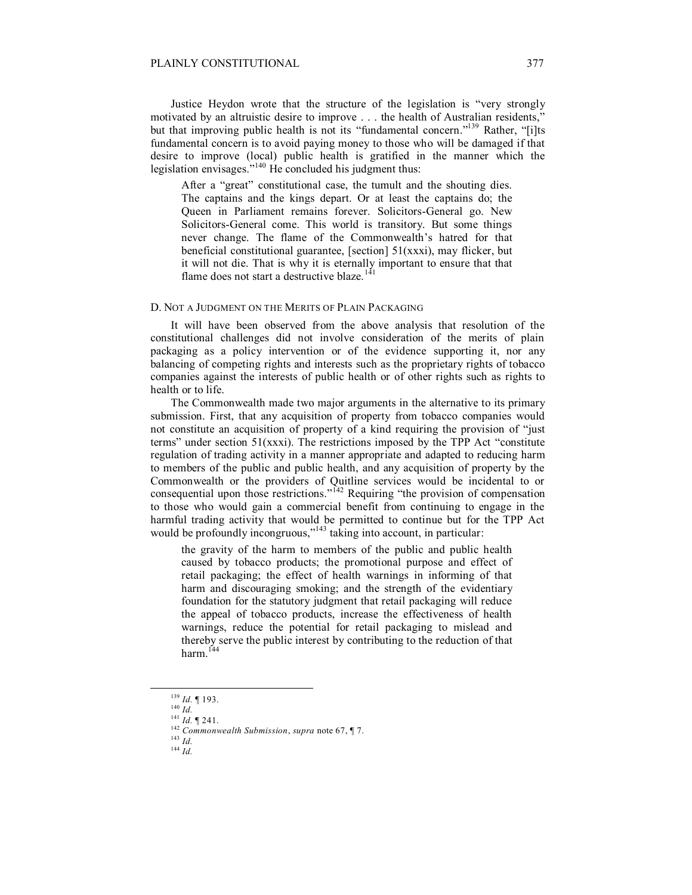Justice Heydon wrote that the structure of the legislation is "very strongly motivated by an altruistic desire to improve . . . the health of Australian residents," but that improving public health is not its "fundamental concern."[139] Rather, "[i]ts fundamental concern is to avoid paying money to those who will be damaged if that desire to improve (local) public health is gratified in the manner which the legislation envisages."[140] He concluded his judgment thus:

> After a "great" constitutional case, the tumult and the shouting dies. The captains and the kings depart. Or at least the captains do; the Queen in Parliament remains forever. Solicitors-General go. New Solicitors-General come. This world is transitory. But some things never change. The flame of the Commonwealth's hatred for that beneficial constitutional guarantee, [section] 51(xxxi), may flicker, but it will not die. That is why it is eternally important to ensure that that flame does not start a destructive blaze.[141]

### D. NOT A JUDGMENT ON THE MERITS OF PLAIN PACKAGING

It will have been observed from the above analysis that resolution of the constitutional challenges did not involve consideration of the merits of plain packaging as a policy intervention or of the evidence supporting it, nor any balancing of competing rights and interests such as the proprietary rights of tobacco companies against the interests of public health or of other rights such as rights to health or to life.

The Commonwealth made two major arguments in the alternative to its primary submission. First, that any acquisition of property from tobacco companies would not constitute an acquisition of property of a kind requiring the provision of "just terms" under section 51(xxxi). The restrictions imposed by the TPP Act "constitute regulation of trading activity in a manner appropriate and adapted to reducing harm to members of the public and public health, and any acquisition of property by the Commonwealth or the providers of Quitline services would be incidental to or consequential upon those restrictions."[142] Requiring "the provision of compensation to those who would gain a commercial benefit from continuing to engage in the harmful trading activity that would be permitted to continue but for the TPP Act would be profoundly incongruous,"[143] taking into account, in particular:

> the gravity of the harm to members of the public and public health caused by tobacco products; the promotional purpose and effect of retail packaging; the effect of health warnings in informing of that harm and discouraging smoking; and the strength of the evidentiary foundation for the statutory judgment that retail packaging will reduce the appeal of tobacco products, increase the effectiveness of health warnings, reduce the potential for retail packaging to mislead and thereby serve the public interest by contributing to the reduction of that harm.[144]

---

[139] *Id.* ¶ 193.
[140] *Id.*
[141] *Id.* ¶ 241.
[142] *Commonwealth Submission*, *supra* note 67, ¶ 7.
[143] *Id.*
[144] *Id.*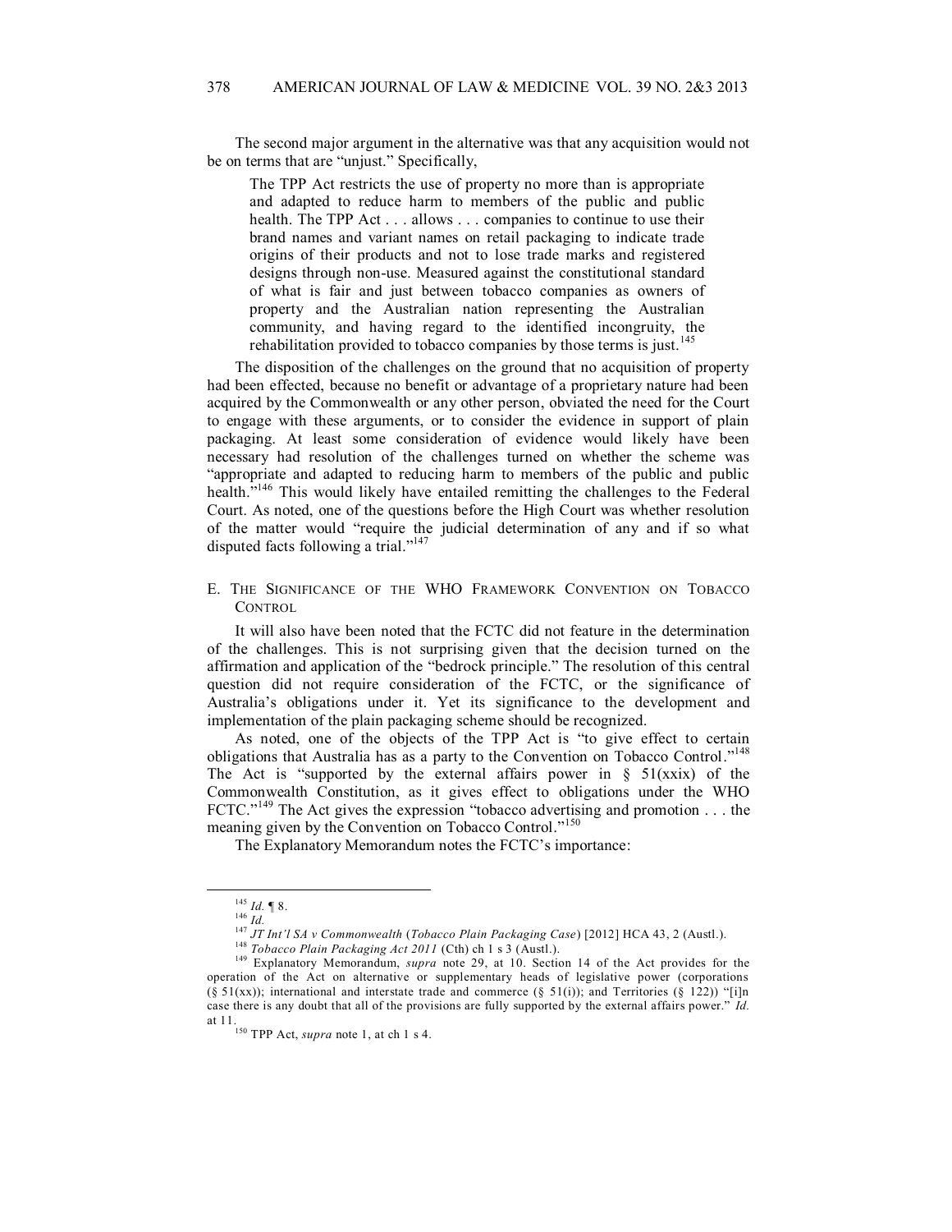The second major argument in the alternative was that any acquisition would not be on terms that are "unjust." Specifically,

> The TPP Act restricts the use of property no more than is appropriate and adapted to reduce harm to members of the public and public health. The TPP Act . . . allows . . . companies to continue to use their brand names and variant names on retail packaging to indicate trade origins of their products and not to lose trade marks and registered designs through non-use. Measured against the constitutional standard of what is fair and just between tobacco companies as owners of property and the Australian nation representing the Australian community, and having regard to the identified incongruity, the rehabilitation provided to tobacco companies by those terms is just.[145]

The disposition of the challenges on the ground that no acquisition of property had been effected, because no benefit or advantage of a proprietary nature had been acquired by the Commonwealth or any other person, obviated the need for the Court to engage with these arguments, or to consider the evidence in support of plain packaging. At least some consideration of evidence would likely have been necessary had resolution of the challenges turned on whether the scheme was "appropriate and adapted to reducing harm to members of the public and public health."[146] This would likely have entailed remitting the challenges to the Federal Court. As noted, one of the questions before the High Court was whether resolution of the matter would "require the judicial determination of any and if so what disputed facts following a trial."[147]

## E. The Significance of the WHO Framework Convention on Tobacco Control

It will also have been noted that the FCTC did not feature in the determination of the challenges. This is not surprising given that the decision turned on the affirmation and application of the "bedrock principle." The resolution of this central question did not require consideration of the FCTC, or the significance of Australia's obligations under it. Yet its significance to the development and implementation of the plain packaging scheme should be recognized.

As noted, one of the objects of the TPP Act is "to give effect to certain obligations that Australia has as a party to the Convention on Tobacco Control."[148] The Act is "supported by the external affairs power in § 51(xxix) of the Commonwealth Constitution, as it gives effect to obligations under the WHO FCTC."[149] The Act gives the expression "tobacco advertising and promotion . . . the meaning given by the Convention on Tobacco Control."[150]

The Explanatory Memorandum notes the FCTC's importance:

---

[145] *Id.* ¶ 8.

[146] *Id.*

[147] *JT Int'l SA v Commonwealth* (*Tobacco Plain Packaging Case*) [2012] HCA 43, 2 (Austl.).

[148] *Tobacco Plain Packaging Act 2011* (Cth) ch 1 s 3 (Austl.).

[149] Explanatory Memorandum, *supra* note 29, at 10. Section 14 of the Act provides for the operation of the Act on alternative or supplementary heads of legislative power (corporations (§ 51(xx)); international and interstate trade and commerce (§ 51(i)); and Territories (§ 122)) "[i]n case there is any doubt that all of the provisions are fully supported by the external affairs power." *Id.* at 11.

[150] TPP Act, *supra* note 1, at ch 1 s 4.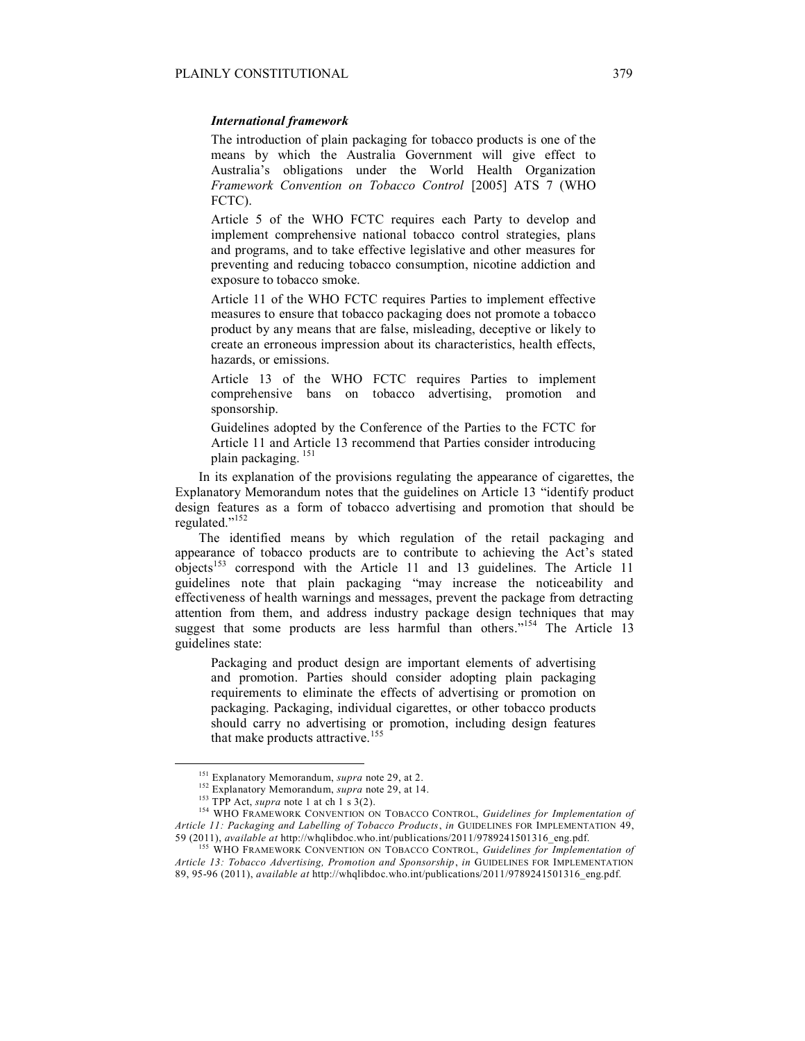> ***International framework***
>
> The introduction of plain packaging for tobacco products is one of the means by which the Australia Government will give effect to Australia's obligations under the World Health Organization *Framework Convention on Tobacco Control* [2005] ATS 7 (WHO FCTC).
>
> Article 5 of the WHO FCTC requires each Party to develop and implement comprehensive national tobacco control strategies, plans and programs, and to take effective legislative and other measures for preventing and reducing tobacco consumption, nicotine addiction and exposure to tobacco smoke.
>
> Article 11 of the WHO FCTC requires Parties to implement effective measures to ensure that tobacco packaging does not promote a tobacco product by any means that are false, misleading, deceptive or likely to create an erroneous impression about its characteristics, health effects, hazards, or emissions.
>
> Article 13 of the WHO FCTC requires Parties to implement comprehensive bans on tobacco advertising, promotion and sponsorship.
>
> Guidelines adopted by the Conference of the Parties to the FCTC for Article 11 and Article 13 recommend that Parties consider introducing plain packaging. [151]

In its explanation of the provisions regulating the appearance of cigarettes, the Explanatory Memorandum notes that the guidelines on Article 13 "identify product design features as a form of tobacco advertising and promotion that should be regulated."[152]

The identified means by which regulation of the retail packaging and appearance of tobacco products are to contribute to achieving the Act's stated objects[153] correspond with the Article 11 and 13 guidelines. The Article 11 guidelines note that plain packaging "may increase the noticeability and effectiveness of health warnings and messages, prevent the package from detracting attention from them, and address industry package design techniques that may suggest that some products are less harmful than others."[154] The Article 13 guidelines state:

> Packaging and product design are important elements of advertising and promotion. Parties should consider adopting plain packaging requirements to eliminate the effects of advertising or promotion on packaging. Packaging, individual cigarettes, or other tobacco products should carry no advertising or promotion, including design features that make products attractive.[155]

---

[151] Explanatory Memorandum, *supra* note 29, at 2.

[152] Explanatory Memorandum, *supra* note 29, at 14.

[153] TPP Act, *supra* note 1 at ch 1 s 3(2).

[154] WHO FRAMEWORK CONVENTION ON TOBACCO CONTROL, *Guidelines for Implementation of Article 11: Packaging and Labelling of Tobacco Products*, *in* GUIDELINES FOR IMPLEMENTATION 49, 59 (2011), *available at* http://whqlibdoc.who.int/publications/2011/9789241501316_eng.pdf.

[155] WHO FRAMEWORK CONVENTION ON TOBACCO CONTROL, *Guidelines for Implementation of Article 13: Tobacco Advertising, Promotion and Sponsorship*, *in* GUIDELINES FOR IMPLEMENTATION 89, 95-96 (2011), *available at* http://whqlibdoc.who.int/publications/2011/9789241501316_eng.pdf.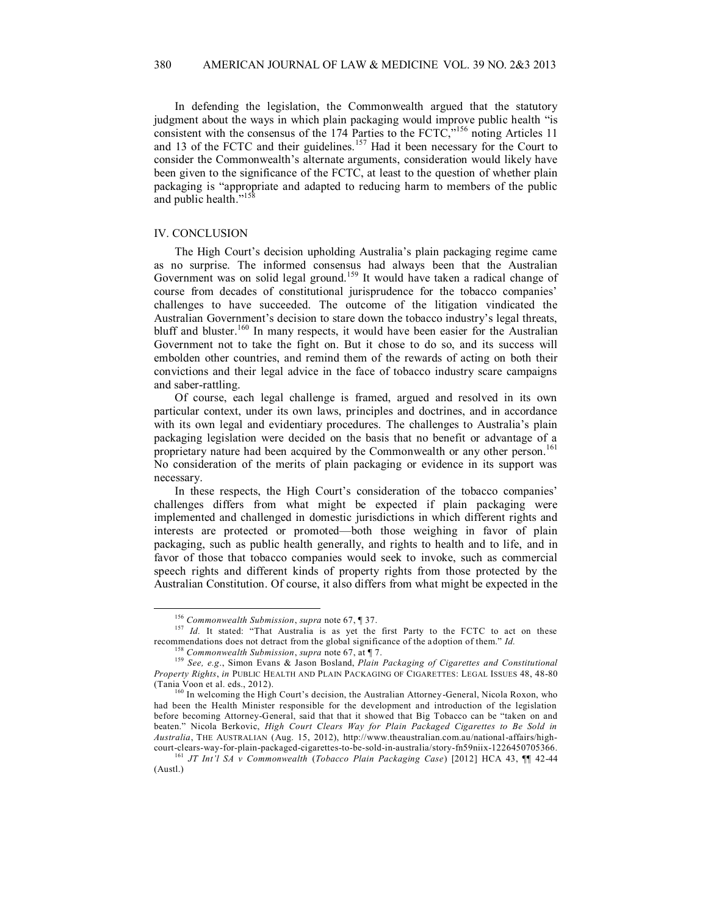In defending the legislation, the Commonwealth argued that the statutory judgment about the ways in which plain packaging would improve public health "is consistent with the consensus of the 174 Parties to the FCTC,"[156] noting Articles 11 and 13 of the FCTC and their guidelines.[157] Had it been necessary for the Court to consider the Commonwealth's alternate arguments, consideration would likely have been given to the significance of the FCTC, at least to the question of whether plain packaging is "appropriate and adapted to reducing harm to members of the public and public health."[158]

## IV. CONCLUSION

The High Court's decision upholding Australia's plain packaging regime came as no surprise. The informed consensus had always been that the Australian Government was on solid legal ground.[159] It would have taken a radical change of course from decades of constitutional jurisprudence for the tobacco companies' challenges to have succeeded. The outcome of the litigation vindicated the Australian Government's decision to stare down the tobacco industry's legal threats, bluff and bluster.[160] In many respects, it would have been easier for the Australian Government not to take the fight on. But it chose to do so, and its success will embolden other countries, and remind them of the rewards of acting on both their convictions and their legal advice in the face of tobacco industry scare campaigns and saber-rattling.

Of course, each legal challenge is framed, argued and resolved in its own particular context, under its own laws, principles and doctrines, and in accordance with its own legal and evidentiary procedures. The challenges to Australia's plain packaging legislation were decided on the basis that no benefit or advantage of a proprietary nature had been acquired by the Commonwealth or any other person.[161] No consideration of the merits of plain packaging or evidence in its support was necessary.

In these respects, the High Court's consideration of the tobacco companies' challenges differs from what might be expected if plain packaging were implemented and challenged in domestic jurisdictions in which different rights and interests are protected or promoted—both those weighing in favor of plain packaging, such as public health generally, and rights to health and to life, and in favor of those that tobacco companies would seek to invoke, such as commercial speech rights and different kinds of property rights from those protected by the Australian Constitution. Of course, it also differs from what might be expected in the

---

[156] *Commonwealth Submission*, *supra* note 67, ¶ 37.

[157] *Id.* It stated: "That Australia is as yet the first Party to the FCTC to act on these recommendations does not detract from the global significance of the adoption of them." *Id.*

[158] *Commonwealth Submission*, *supra* note 67, at ¶ 7.

[159] *See, e.g.*, Simon Evans & Jason Bosland, *Plain Packaging of Cigarettes and Constitutional Property Rights*, *in* PUBLIC HEALTH AND PLAIN PACKAGING OF CIGARETTES: LEGAL ISSUES 48, 48-80 (Tania Voon et al. eds., 2012).

[160] In welcoming the High Court's decision, the Australian Attorney-General, Nicola Roxon, who had been the Health Minister responsible for the development and introduction of the legislation before becoming Attorney-General, said that that it showed that Big Tobacco can be "taken on and beaten." Nicola Berkovic, *High Court Clears Way for Plain Packaged Cigarettes to Be Sold in Australia*, THE AUSTRALIAN (Aug. 15, 2012), http://www.theaustralian.com.au/national-affairs/high-court-clears-way-for-plain-packaged-cigarettes-to-be-sold-in-australia/story-fn59niix-1226450705366.

[161] *JT Int'l SA v Commonwealth* (*Tobacco Plain Packaging Case*) [2012] HCA 43, ¶¶ 42-44 (Austl.)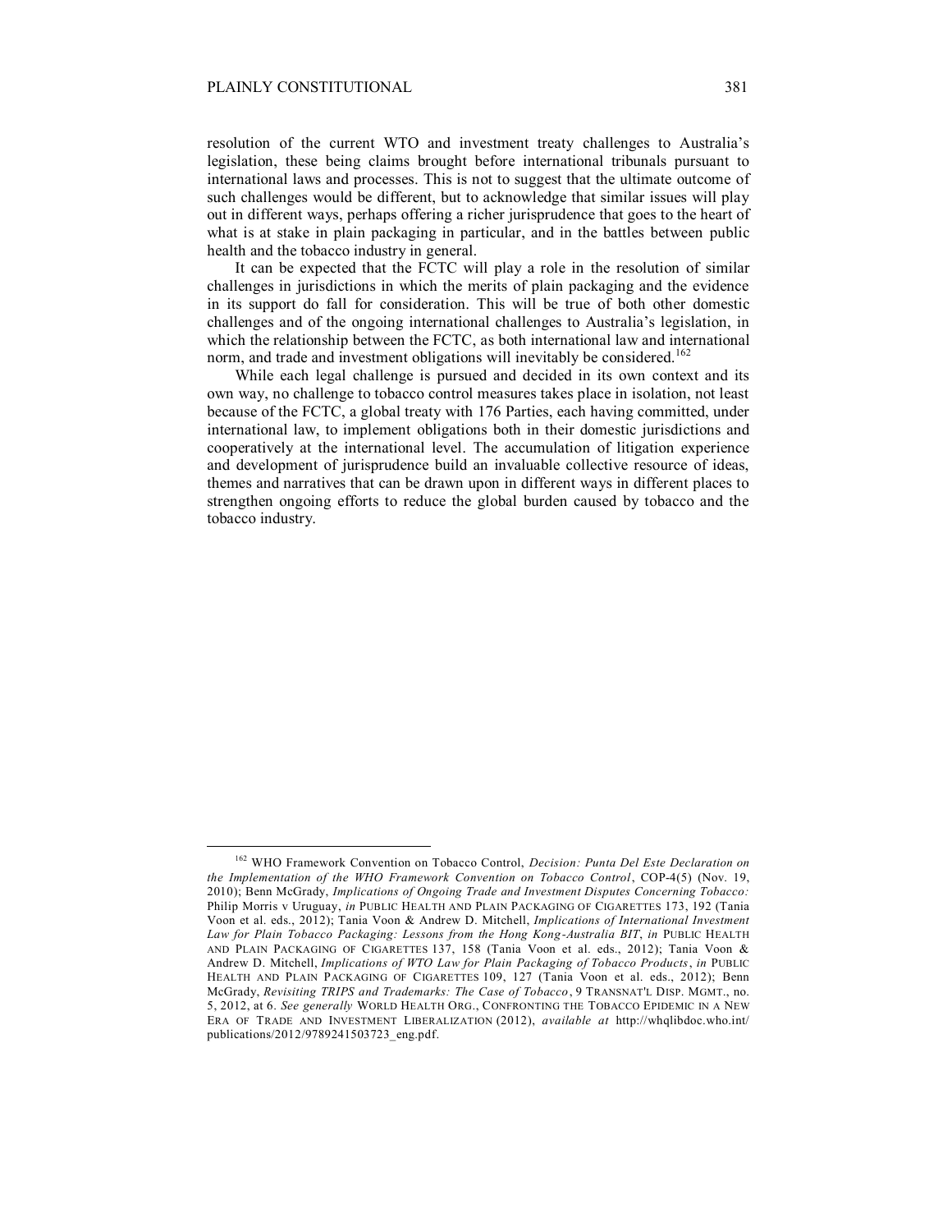resolution of the current WTO and investment treaty challenges to Australia's legislation, these being claims brought before international tribunals pursuant to international laws and processes. This is not to suggest that the ultimate outcome of such challenges would be different, but to acknowledge that similar issues will play out in different ways, perhaps offering a richer jurisprudence that goes to the heart of what is at stake in plain packaging in particular, and in the battles between public health and the tobacco industry in general.

It can be expected that the FCTC will play a role in the resolution of similar challenges in jurisdictions in which the merits of plain packaging and the evidence in its support do fall for consideration. This will be true of both other domestic challenges and of the ongoing international challenges to Australia's legislation, in which the relationship between the FCTC, as both international law and international norm, and trade and investment obligations will inevitably be considered.[162]

While each legal challenge is pursued and decided in its own context and its own way, no challenge to tobacco control measures takes place in isolation, not least because of the FCTC, a global treaty with 176 Parties, each having committed, under international law, to implement obligations both in their domestic jurisdictions and cooperatively at the international level. The accumulation of litigation experience and development of jurisprudence build an invaluable collective resource of ideas, themes and narratives that can be drawn upon in different ways in different places to strengthen ongoing efforts to reduce the global burden caused by tobacco and the tobacco industry.

---

[162] WHO Framework Convention on Tobacco Control, *Decision: Punta Del Este Declaration on the Implementation of the WHO Framework Convention on Tobacco Control*, COP-4(5) (Nov. 19, 2010); Benn McGrady, *Implications of Ongoing Trade and Investment Disputes Concerning Tobacco:* Philip Morris v Uruguay, *in* PUBLIC HEALTH AND PLAIN PACKAGING OF CIGARETTES 173, 192 (Tania Voon et al. eds., 2012); Tania Voon & Andrew D. Mitchell, *Implications of International Investment Law for Plain Tobacco Packaging: Lessons from the Hong Kong-Australia BIT*, *in* PUBLIC HEALTH AND PLAIN PACKAGING OF CIGARETTES 137, 158 (Tania Voon et al. eds., 2012); Tania Voon & Andrew D. Mitchell, *Implications of WTO Law for Plain Packaging of Tobacco Products*, *in* PUBLIC HEALTH AND PLAIN PACKAGING OF CIGARETTES 109, 127 (Tania Voon et al. eds., 2012); Benn McGrady, *Revisiting TRIPS and Trademarks: The Case of Tobacco*, 9 TRANSNAT'L DISP. MGMT., no. 5, 2012, at 6. *See generally* WORLD HEALTH ORG., CONFRONTING THE TOBACCO EPIDEMIC IN A NEW ERA OF TRADE AND INVESTMENT LIBERALIZATION (2012), *available at* http://whqlibdoc.who.int/publications/2012/9789241503723_eng.pdf.